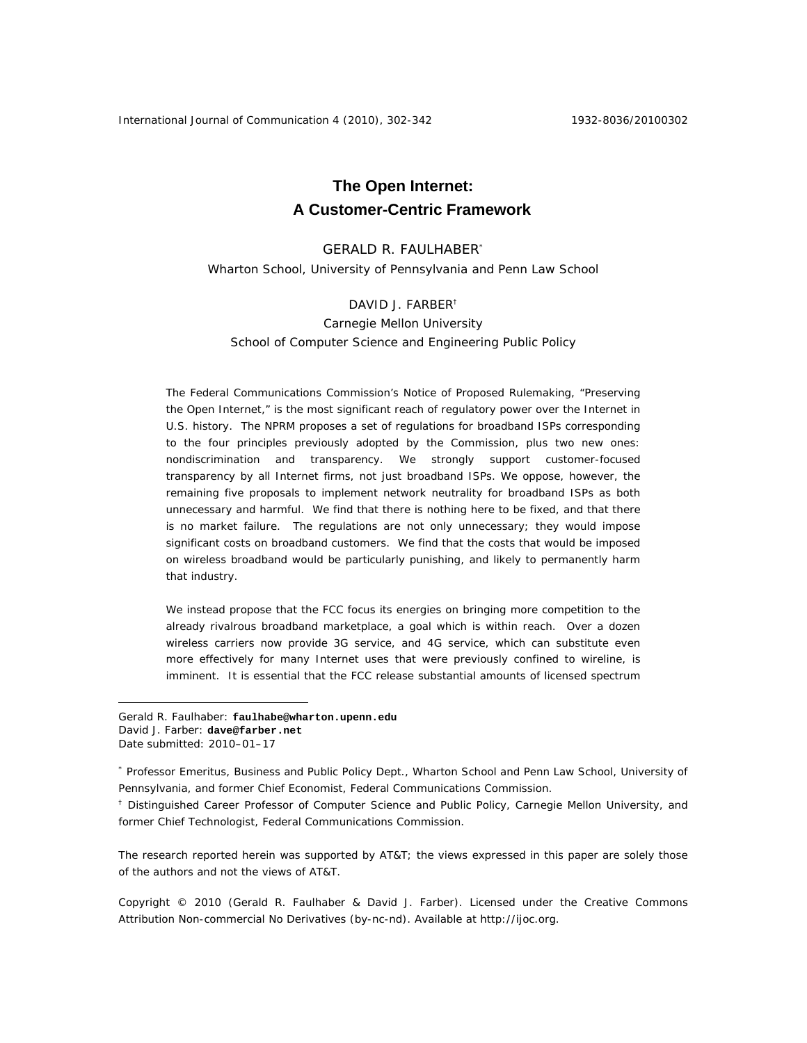# The Open Internet: A Customer-Centric Framework

GERALD R. FAULHABER[*]

Wharton School, University of Pennsylvania and Penn Law School

DAVID J. FARBER[†]

Carnegie Mellon University

School of Computer Science and Engineering Public Policy

The Federal Communications Commission's Notice of Proposed Rulemaking, "Preserving the Open Internet," is the most significant reach of regulatory power over the Internet in U.S. history. The NPRM proposes a set of regulations for broadband ISPs corresponding to the four principles previously adopted by the Commission, plus two new ones: nondiscrimination and transparency. We strongly support customer-focused transparency by all Internet firms, not just broadband ISPs. We oppose, however, the remaining five proposals to implement network neutrality for broadband ISPs as both unnecessary and harmful. We find that there is nothing here to be fixed, and that there is no market failure. The regulations are not only unnecessary; they would impose significant costs on broadband customers. We find that the costs that would be imposed on wireless broadband would be particularly punishing, and likely to permanently harm that industry.

We instead propose that the FCC focus its energies on bringing more competition to the already rivalrous broadband marketplace, a goal which is within reach. Over a dozen wireless carriers now provide 3G service, and 4G service, which can substitute even more effectively for many Internet uses that were previously confined to wireline, is imminent. It is essential that the FCC release substantial amounts of licensed spectrum

---

Gerald R. Faulhaber: **faulhabe@wharton.upenn.edu**
David J. Farber: **dave@farber.net**
Date submitted: 2010–01–17

[*] Professor Emeritus, Business and Public Policy Dept., Wharton School and Penn Law School, University of Pennsylvania, and former Chief Economist, Federal Communications Commission.

[†] Distinguished Career Professor of Computer Science and Public Policy, Carnegie Mellon University, and former Chief Technologist, Federal Communications Commission.

The research reported herein was supported by AT&T; the views expressed in this paper are solely those of the authors and not the views of AT&T.

Copyright © 2010 (Gerald R. Faulhaber & David J. Farber). Licensed under the Creative Commons Attribution Non-commercial No Derivatives (by-nc-nd). Available at http://ijoc.org.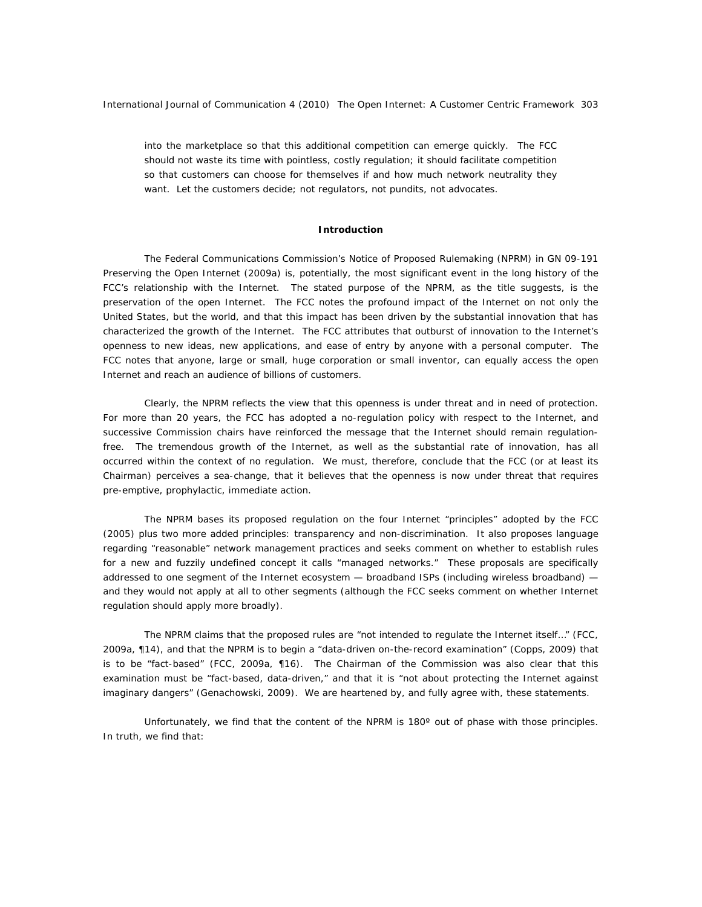into the marketplace so that this additional competition can emerge quickly. The FCC should not waste its time with pointless, costly regulation; it should facilitate competition so that customers can choose for themselves if and how much network neutrality they want. Let the customers decide; not regulators, not pundits, not advocates.

## Introduction

The Federal Communications Commission's Notice of Proposed Rulemaking (NPRM) in GN 09-191 *Preserving the Open Internet* (2009a) is, potentially, the most significant event in the long history of the FCC's relationship with the Internet. The stated purpose of the NPRM, as the title suggests, is the preservation of the open Internet. The FCC notes the profound impact of the Internet on not only the United States, but the world, and that this impact has been driven by the substantial innovation that has characterized the growth of the Internet. The FCC attributes that outburst of innovation to the Internet's openness to new ideas, new applications, and ease of entry by anyone with a personal computer. The FCC notes that anyone, large or small, huge corporation or small inventor, can equally access the open Internet and reach an audience of billions of customers.

Clearly, the NPRM reflects the view that this openness is under threat and in need of protection. For more than 20 years, the FCC has adopted a no-regulation policy with respect to the Internet, and successive Commission chairs have reinforced the message that the Internet should remain regulation-free. The tremendous growth of the Internet, as well as the substantial rate of innovation, has all occurred within the context of no regulation. We must, therefore, conclude that the FCC (or at least its Chairman) perceives a sea-change, that it believes that the openness is now under threat that requires pre-emptive, prophylactic, immediate action.

The NPRM bases its proposed regulation on the four Internet "principles" adopted by the FCC (2005) plus two more added principles: transparency and non-discrimination. It also proposes language regarding "reasonable" network management practices and seeks comment on whether to establish rules for a new and fuzzily undefined concept it calls "managed networks." These proposals are specifically addressed to one segment of the Internet ecosystem — broadband ISPs (including wireless broadband) — and they would not apply at all to other segments (although the FCC seeks comment on whether Internet regulation should apply more broadly).

The NPRM claims that the proposed rules are "not intended to regulate the Internet itself…" (FCC, 2009a, ¶14), and that the NPRM is to begin a "data-driven on-the-record examination" (Copps, 2009) that is to be "fact-based" (FCC, 2009a, ¶16). The Chairman of the Commission was also clear that this examination must be "fact-based, data-driven," and that it is "not about protecting the Internet against imaginary dangers" (Genachowski, 2009). We are heartened by, and fully agree with, these statements.

Unfortunately, we find that the content of the NPRM is 180º out of phase with those principles. In truth, we find that: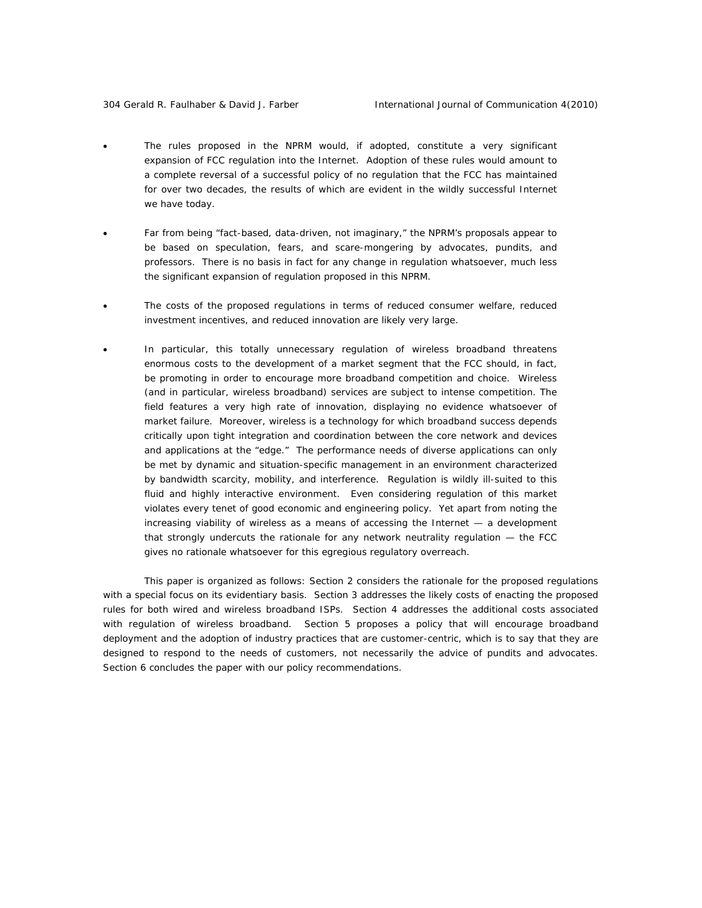- The rules proposed in the NPRM would, if adopted, constitute a very significant expansion of FCC regulation into the Internet. Adoption of these rules would amount to a complete reversal of a successful policy of no regulation that the FCC has maintained for over two decades, the results of which are evident in the wildly successful Internet we have today.

- Far from being "fact-based, data-driven, not imaginary," the NPRM's proposals appear to be based on speculation, fears, and scare-mongering by advocates, pundits, and professors. There is no basis in fact for any change in regulation whatsoever, much less the significant expansion of regulation proposed in this NPRM.

- The costs of the proposed regulations in terms of reduced consumer welfare, reduced investment incentives, and reduced innovation are likely very large.

- In particular, this totally unnecessary regulation of wireless broadband threatens enormous costs to the development of a market segment that the FCC should, in fact, be promoting in order to encourage more broadband competition and choice. Wireless (and in particular, wireless broadband) services are subject to intense competition. The field features a very high rate of innovation, displaying no evidence whatsoever of market failure. Moreover, wireless is a technology for which broadband success depends critically upon tight integration and coordination between the core network and devices and applications at the "edge." The performance needs of diverse applications can only be met by dynamic and situation-specific management in an environment characterized by bandwidth scarcity, mobility, and interference. Regulation is wildly ill-suited to this fluid and highly interactive environment. Even considering regulation of this market violates every tenet of good economic and engineering policy. Yet apart from noting the increasing viability of wireless as a means of accessing the Internet — a development that strongly undercuts the rationale for any network neutrality regulation — the FCC gives no rationale whatsoever for this egregious regulatory overreach.

This paper is organized as follows: Section 2 considers the rationale for the proposed regulations with a special focus on its evidentiary basis. Section 3 addresses the likely costs of enacting the proposed rules for both wired and wireless broadband ISPs. Section 4 addresses the additional costs associated with regulation of wireless broadband. Section 5 proposes a policy that will encourage broadband deployment and the adoption of industry practices that are customer-centric, which is to say that they are designed to respond to the needs of customers, not necessarily the advice of pundits and advocates. Section 6 concludes the paper with our policy recommendations.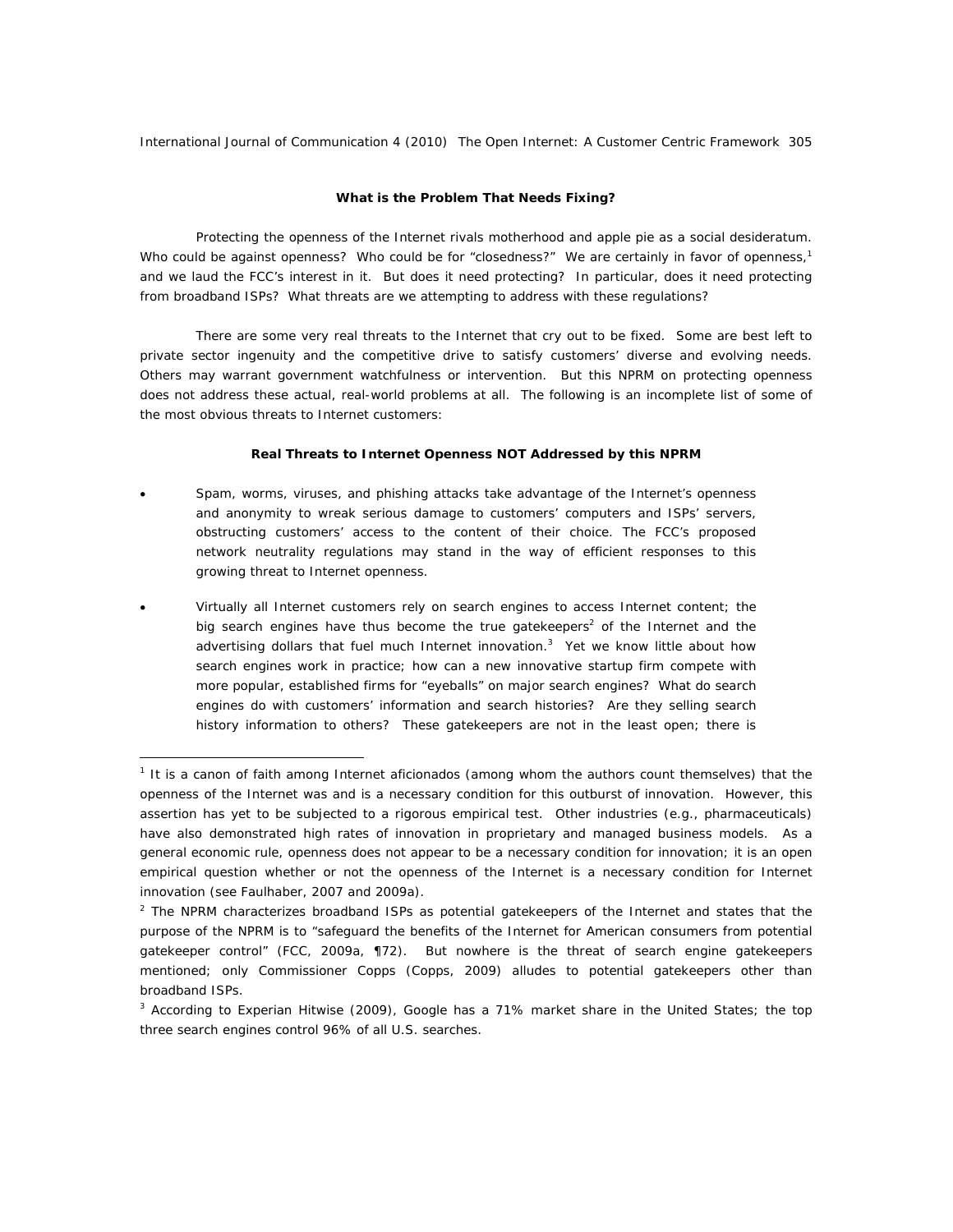### What is the Problem That Needs Fixing?

Protecting the openness of the Internet rivals motherhood and apple pie as a social desideratum. Who could be against openness? Who could be for "closedness?" We are certainly in favor of openness,[1] and we laud the FCC's interest in it. But does it need protecting? In particular, does it need protecting from broadband ISPs? What threats are we attempting to address with these regulations?

There are some very real threats to the Internet that cry out to be fixed. Some are best left to private sector ingenuity and the competitive drive to satisfy customers' diverse and evolving needs. Others may warrant government watchfulness or intervention. But this NPRM on protecting openness does not address these actual, real-world problems at all. The following is an incomplete list of some of the most obvious threats to Internet customers:

#### Real Threats to Internet Openness NOT Addressed by this NPRM

- Spam, worms, viruses, and phishing attacks take advantage of the Internet's openness and anonymity to wreak serious damage to customers' computers and ISPs' servers, obstructing customers' access to the content of their choice. The FCC's proposed network neutrality regulations may stand in the way of efficient responses to this growing threat to Internet openness.
- Virtually all Internet customers rely on search engines to access Internet content; the big search engines have thus become the true gatekeepers[2] of the Internet and the advertising dollars that fuel much Internet innovation.[3] Yet we know little about how search engines work in practice; how can a new innovative startup firm compete with more popular, established firms for "eyeballs" on major search engines? What do search engines do with customers' information and search histories? Are they selling search history information to others? These gatekeepers are not in the least open; there is

[1] It is a canon of faith among Internet aficionados (among whom the authors count themselves) that the openness of the Internet was and is a necessary condition for this outburst of innovation. However, this assertion has yet to be subjected to a rigorous empirical test. Other industries (e.g., pharmaceuticals) have also demonstrated high rates of innovation in proprietary and managed business models. As a general economic rule, openness does not appear to be a necessary condition for innovation; it is an open empirical question whether or not the openness of the Internet is a necessary condition for Internet innovation (see Faulhaber, 2007 and 2009a).

[2] The NPRM characterizes broadband ISPs as potential gatekeepers of the Internet and states that the purpose of the NPRM is to "safeguard the benefits of the Internet for American consumers from potential gatekeeper control" (FCC, 2009a, ¶72). But nowhere is the threat of search engine gatekeepers mentioned; only Commissioner Copps (Copps, 2009) alludes to potential gatekeepers other than broadband ISPs.

[3] According to Experian Hitwise (2009), Google has a 71% market share in the United States; the top three search engines control 96% of all U.S. searches.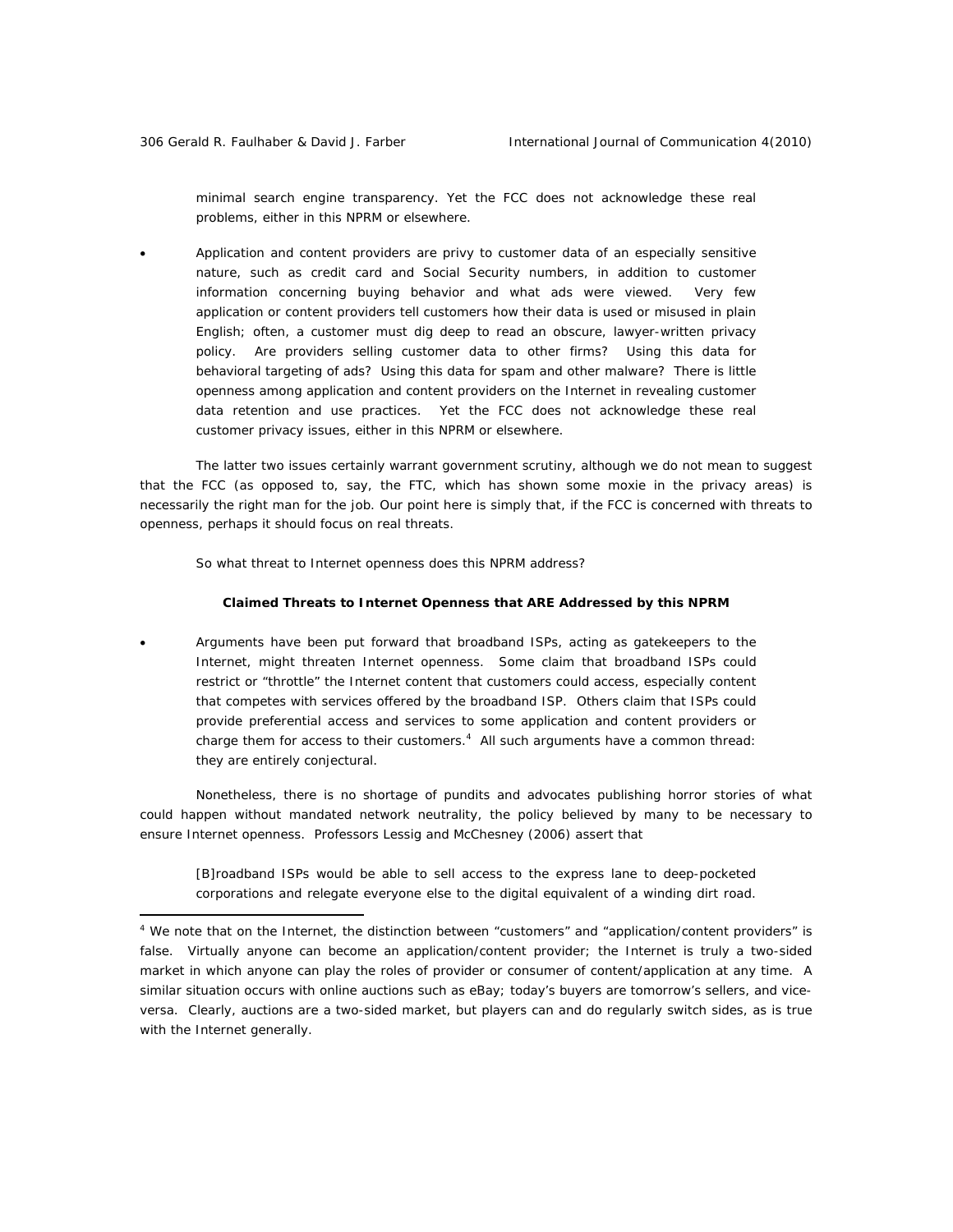minimal search engine transparency. Yet the FCC does not acknowledge these real problems, either in this NPRM or elsewhere.

- Application and content providers are privy to customer data of an especially sensitive nature, such as credit card and Social Security numbers, in addition to customer information concerning buying behavior and what ads were viewed. Very few application or content providers tell customers how their data is used or misused in plain English; often, a customer must dig deep to read an obscure, lawyer-written privacy policy. Are providers selling customer data to other firms? Using this data for behavioral targeting of ads? Using this data for spam and other malware? There is little openness among application and content providers on the Internet in revealing customer data retention and use practices. Yet the FCC does not acknowledge these real customer privacy issues, either in this NPRM or elsewhere.

The latter two issues certainly warrant government scrutiny, although we do not mean to suggest that the FCC (as opposed to, say, the FTC, which has shown some moxie in the privacy areas) is necessarily the right man for the job. Our point here is simply that, if the FCC is concerned with threats to openness, perhaps it should focus on real threats.

So what threat to Internet openness does this NPRM address?

**Claimed Threats to Internet Openness that ARE Addressed by this NPRM**

- Arguments have been put forward that broadband ISPs, acting as gatekeepers to the Internet, might threaten Internet openness. Some claim that broadband ISPs could restrict or "throttle" the Internet content that customers could access, especially content that competes with services offered by the broadband ISP. Others claim that ISPs could provide preferential access and services to some application and content providers or charge them for access to their customers.[4] All such arguments have a common thread: they are entirely conjectural.

Nonetheless, there is no shortage of pundits and advocates publishing horror stories of what could happen without mandated network neutrality, the policy believed by many to be necessary to ensure Internet openness. Professors Lessig and McChesney (2006) assert that

> [B]roadband ISPs would be able to sell access to the express lane to deep-pocketed corporations and relegate everyone else to the digital equivalent of a winding dirt road.

[4] We note that on the Internet, the distinction between "customers" and "application/content providers" is false. Virtually anyone can become an application/content provider; the Internet is truly a two-sided market in which anyone can play the roles of provider or consumer of content/application at any time. A similar situation occurs with online auctions such as eBay; today's buyers are tomorrow's sellers, and vice-versa. Clearly, auctions are a two-sided market, but players can and do regularly switch sides, as is true with the Internet generally.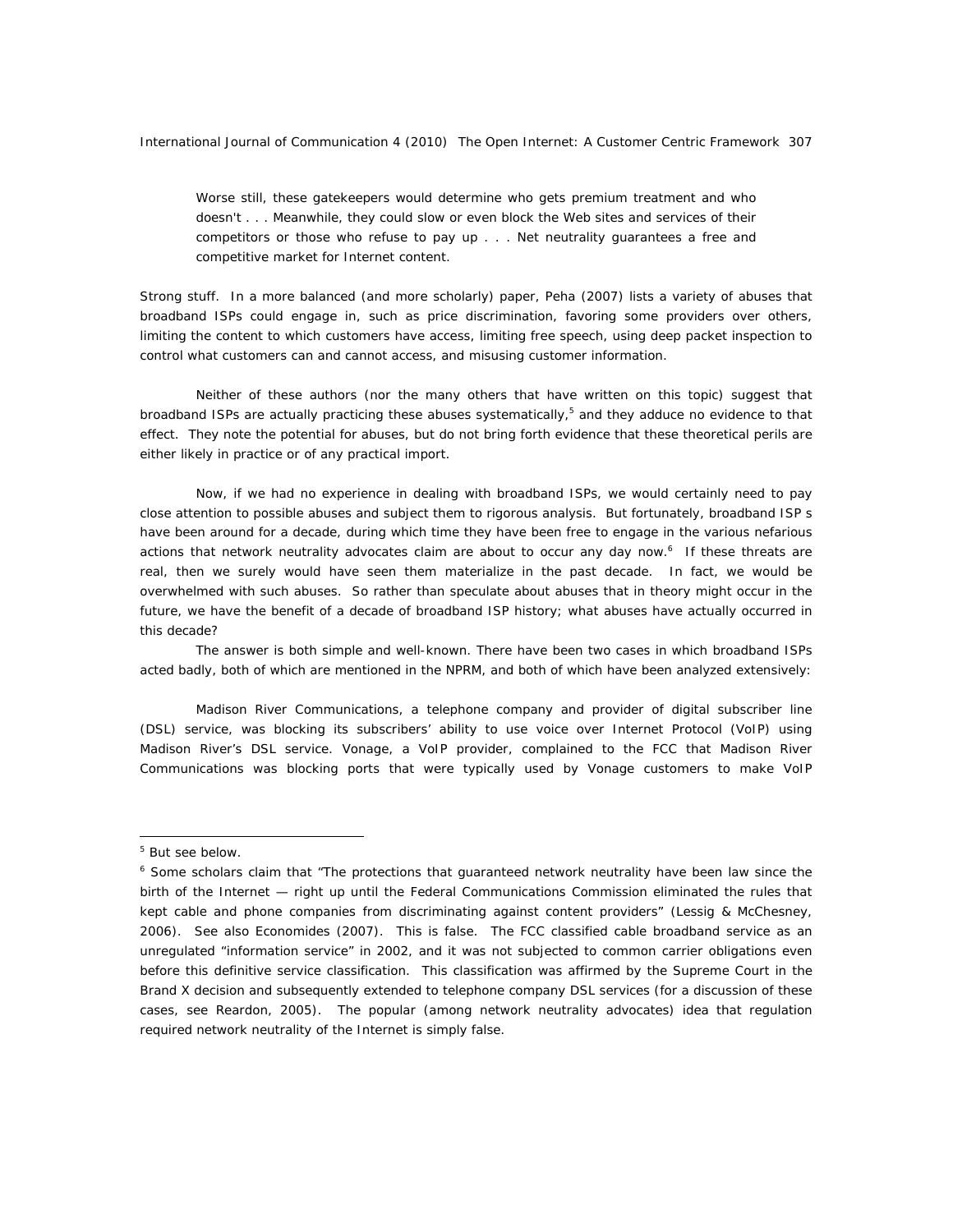> Worse still, these gatekeepers would determine who gets premium treatment and who doesn't . . . Meanwhile, they could slow or even block the Web sites and services of their competitors or those who refuse to pay up . . . Net neutrality guarantees a free and competitive market for Internet content.

Strong stuff. In a more balanced (and more scholarly) paper, Peha (2007) lists a variety of abuses that broadband ISPs could engage in, such as price discrimination, favoring some providers over others, limiting the content to which customers have access, limiting free speech, using deep packet inspection to control what customers can and cannot access, and misusing customer information.

Neither of these authors (nor the many others that have written on this topic) suggest that broadband ISPs are actually practicing these abuses systematically,[5] and they adduce no evidence to that effect. They note the potential for abuses, but do not bring forth evidence that these theoretical perils are either likely in practice or of any practical import.

Now, if we had no experience in dealing with broadband ISPs, we would certainly need to pay close attention to possible abuses and subject them to rigorous analysis. But fortunately, broadband ISP s have been around for a decade, during which time they have been free to engage in the various nefarious actions that network neutrality advocates claim are about to occur any day now.[6] If these threats are real, then we surely would have seen them materialize in the past decade. In fact, we would be overwhelmed with such abuses. So rather than speculate about abuses that in theory might occur in the future, we have the benefit of a decade of broadband ISP history; what abuses have actually occurred in this decade?

The answer is both simple and well-known. There have been two cases in which broadband ISPs acted badly, both of which are mentioned in the NPRM, and both of which have been analyzed extensively:

Madison River Communications, a telephone company and provider of digital subscriber line (DSL) service, was blocking its subscribers' ability to use voice over Internet Protocol (VoIP) using Madison River's DSL service. Vonage, a VoIP provider, complained to the FCC that Madison River Communications was blocking ports that were typically used by Vonage customers to make VoIP

---

[5] But see below.

[6] Some scholars claim that "The protections that guaranteed network neutrality have been law since the birth of the Internet — right up until the Federal Communications Commission eliminated the rules that kept cable and phone companies from discriminating against content providers" (Lessig & McChesney, 2006). See also Economides (2007). This is false. The FCC classified cable broadband service as an unregulated "information service" in 2002, and it was not subjected to common carrier obligations even before this definitive service classification. This classification was affirmed by the Supreme Court in the Brand X decision and subsequently extended to telephone company DSL services (for a discussion of these cases, see Reardon, 2005). The popular (among network neutrality advocates) idea that regulation required network neutrality of the Internet is simply false.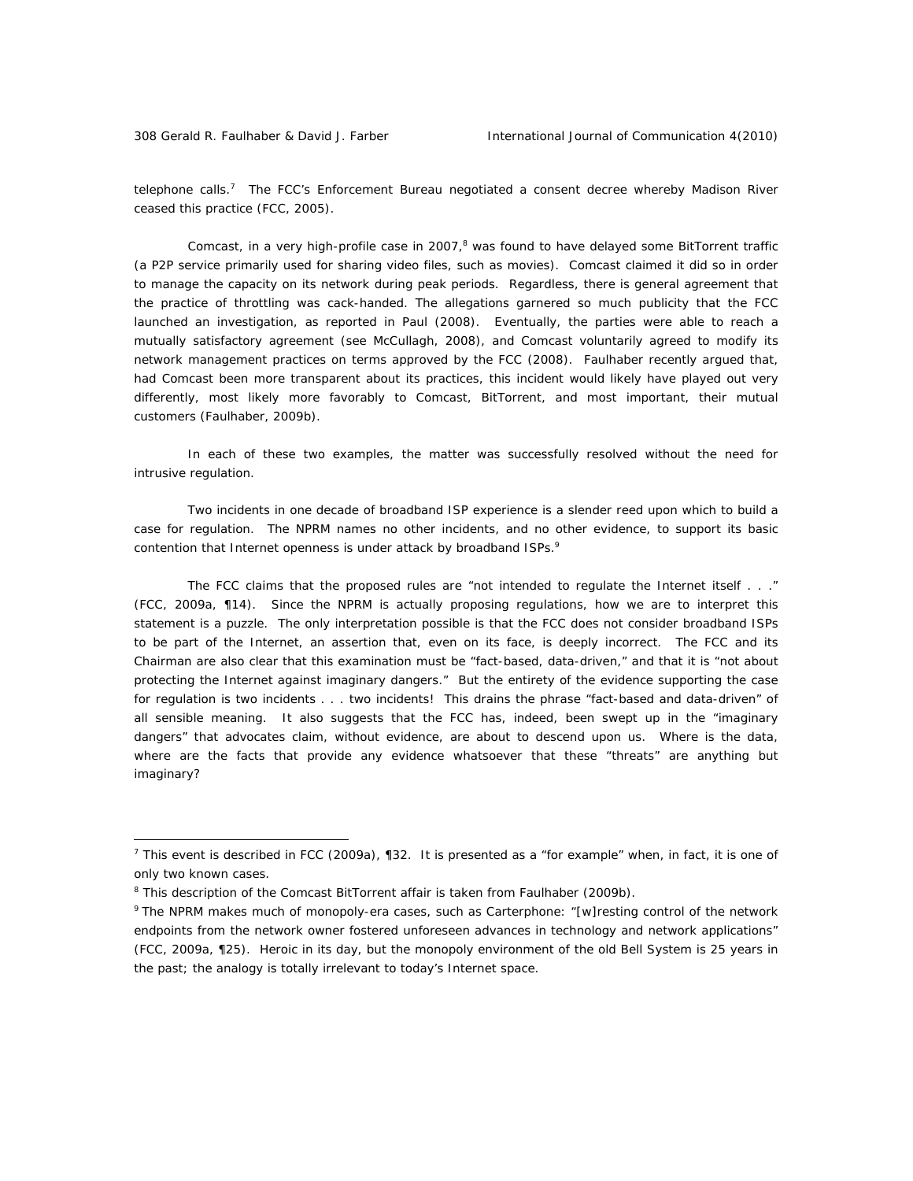telephone calls.[7] The FCC's Enforcement Bureau negotiated a consent decree whereby Madison River ceased this practice (FCC, 2005).

Comcast, in a very high-profile case in 2007,[8] was found to have delayed some BitTorrent traffic (a P2P service primarily used for sharing video files, such as movies). Comcast claimed it did so in order to manage the capacity on its network during peak periods. Regardless, there is general agreement that the practice of throttling was cack-handed. The allegations garnered so much publicity that the FCC launched an investigation, as reported in Paul (2008). Eventually, the parties were able to reach a mutually satisfactory agreement (see McCullagh, 2008), and Comcast voluntarily agreed to modify its network management practices on terms approved by the FCC (2008). Faulhaber recently argued that, had Comcast been more transparent about its practices, this incident would likely have played out very differently, most likely more favorably to Comcast, BitTorrent, and most important, their mutual customers (Faulhaber, 2009b).

In each of these two examples, the matter was successfully resolved without the need for intrusive regulation.

Two incidents in one decade of broadband ISP experience is a slender reed upon which to build a case for regulation. The NPRM names no other incidents, and no other evidence, to support its basic contention that Internet openness is under attack by broadband ISPs.[9]

The FCC claims that the proposed rules are "not intended to regulate the Internet itself . . ." (FCC, 2009a, ¶14). Since the NPRM is actually proposing regulations, how we are to interpret this statement is a puzzle. The only interpretation possible is that the FCC does not consider broadband ISPs to be part of the Internet, an assertion that, even on its face, is deeply incorrect. The FCC and its Chairman are also clear that this examination must be "fact-based, data-driven," and that it is "not about protecting the Internet against imaginary dangers." But the entirety of the evidence supporting the case for regulation is two incidents . . . two incidents! This drains the phrase "fact-based and data-driven" of all sensible meaning. It also suggests that the FCC has, indeed, been swept up in the "imaginary dangers" that advocates claim, without evidence, are about to descend upon us. Where is the data, where are the facts that provide any evidence whatsoever that these "threats" are anything but imaginary?

---

[7] This event is described in FCC (2009a), ¶32. It is presented as a "for example" when, in fact, it is one of only two known cases.

[8] This description of the Comcast BitTorrent affair is taken from Faulhaber (2009b).

[9] The NPRM makes much of monopoly-era cases, such as Carterphone: "[w]resting control of the network endpoints from the network owner fostered unforeseen advances in technology and network applications" (FCC, 2009a, ¶25). Heroic in its day, but the monopoly environment of the old Bell System is 25 years in the past; the analogy is totally irrelevant to today's Internet space.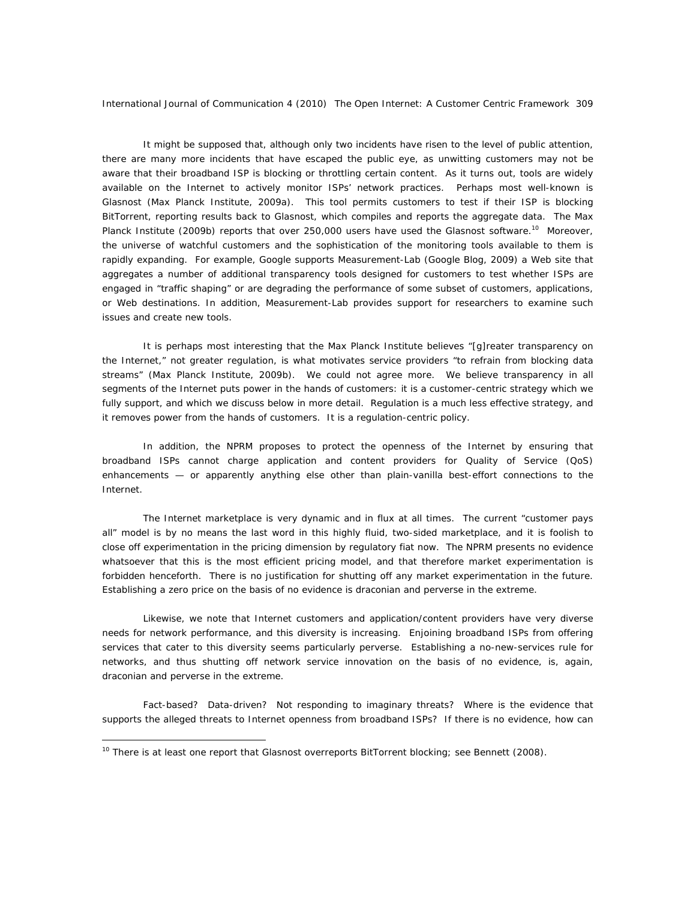It might be supposed that, although only two incidents have risen to the level of public attention, there are many more incidents that have escaped the public eye, as unwitting customers may not be aware that their broadband ISP is blocking or throttling certain content. As it turns out, tools are widely available on the Internet to actively monitor ISPs' network practices. Perhaps most well-known is Glasnost (Max Planck Institute, 2009a). This tool permits customers to test if their ISP is blocking BitTorrent, reporting results back to Glasnost, which compiles and reports the aggregate data. The Max Planck Institute (2009b) reports that over 250,000 users have used the Glasnost software.[10] Moreover, the universe of watchful customers and the sophistication of the monitoring tools available to them is rapidly expanding. For example, Google supports Measurement-Lab (Google Blog, 2009) a Web site that aggregates a number of additional transparency tools designed for customers to test whether ISPs are engaged in "traffic shaping" or are degrading the performance of some subset of customers, applications, or Web destinations. In addition, Measurement-Lab provides support for researchers to examine such issues and create new tools.

It is perhaps most interesting that the Max Planck Institute believes "[g]reater transparency on the Internet," not greater regulation, is what motivates service providers "to refrain from blocking data streams" (Max Planck Institute, 2009b). We could not agree more. We believe transparency in all segments of the Internet puts power in the hands of customers: it is a customer-centric strategy which we fully support, and which we discuss below in more detail. Regulation is a much less effective strategy, and it removes power from the hands of customers. It is a regulation-centric policy.

In addition, the NPRM proposes to protect the openness of the Internet by ensuring that broadband ISPs cannot charge application and content providers for Quality of Service (QoS) enhancements — or apparently anything else other than plain-vanilla best-effort connections to the Internet.

The Internet marketplace is very dynamic and in flux at all times. The current "customer pays all" model is by no means the last word in this highly fluid, two-sided marketplace, and it is foolish to close off experimentation in the pricing dimension by regulatory fiat now. The NPRM presents no evidence whatsoever that this is the most efficient pricing model, and that therefore market experimentation is forbidden henceforth. There is no justification for shutting off any market experimentation in the future. Establishing a zero price on the basis of no evidence is draconian and perverse in the extreme.

Likewise, we note that Internet customers and application/content providers have very diverse needs for network performance, and this diversity is increasing. Enjoining broadband ISPs from offering services that cater to this diversity seems particularly perverse. Establishing a no-new-services rule for networks, and thus shutting off network service innovation on the basis of no evidence, is, again, draconian and perverse in the extreme.

Fact-based? Data-driven? Not responding to imaginary threats? Where is the evidence that supports the alleged threats to Internet openness from broadband ISPs? If there is no evidence, how can

[10] There is at least one report that Glasnost overreports BitTorrent blocking; see Bennett (2008).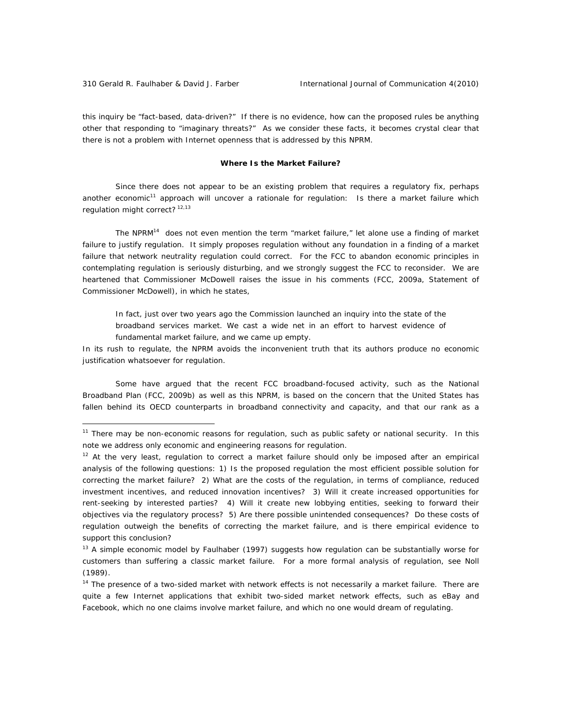this inquiry be "fact-based, data-driven?" If there is no evidence, how can the proposed rules be anything other that responding to "imaginary threats?" As we consider these facts, it becomes crystal clear that there is not a problem with Internet openness that is addressed by this NPRM.

### Where Is the Market Failure?

Since there does not appear to be an existing problem that requires a regulatory fix, perhaps another economic[11] approach will uncover a rationale for regulation: Is there a market failure which regulation might correct? [12,13]

The NPRM[14] does not even mention the term "market failure," let alone use a finding of market failure to justify regulation. It simply proposes regulation without any foundation in a finding of a market failure that network neutrality regulation could correct. For the FCC to abandon economic principles in contemplating regulation is seriously disturbing, and we strongly suggest the FCC to reconsider. We are heartened that Commissioner McDowell raises the issue in his comments (FCC, 2009a, Statement of Commissioner McDowell), in which he states,

> In fact, just over two years ago the Commission launched an inquiry into the state of the broadband services market. We cast a wide net in an effort to harvest evidence of fundamental market failure, and we came up empty.

In its rush to regulate, the NPRM avoids the inconvenient truth that its authors produce no economic justification whatsoever for regulation.

Some have argued that the recent FCC broadband-focused activity, such as the National Broadband Plan (FCC, 2009b) as well as this NPRM, is based on the concern that the United States has fallen behind its OECD counterparts in broadband connectivity and capacity, and that our rank as a

---

[11] There may be non-economic reasons for regulation, such as public safety or national security. In this note we address only economic and engineering reasons for regulation.

[12] At the very least, regulation to correct a market failure should only be imposed after an empirical analysis of the following questions: 1) Is the proposed regulation the most efficient possible solution for correcting the market failure? 2) What are the costs of the regulation, in terms of compliance, reduced investment incentives, and reduced innovation incentives? 3) Will it create increased opportunities for rent-seeking by interested parties? 4) Will it create new lobbying entities, seeking to forward their objectives via the regulatory process? 5) Are there possible unintended consequences? Do these costs of regulation outweigh the benefits of correcting the market failure, and is there empirical evidence to support this conclusion?

[13] A simple economic model by Faulhaber (1997) suggests how regulation can be substantially worse for customers than suffering a classic market failure. For a more formal analysis of regulation, see Noll (1989).

[14] The presence of a two-sided market with network effects is not necessarily a market failure. There are quite a few Internet applications that exhibit two-sided market network effects, such as eBay and Facebook, which no one claims involve market failure, and which no one would dream of regulating.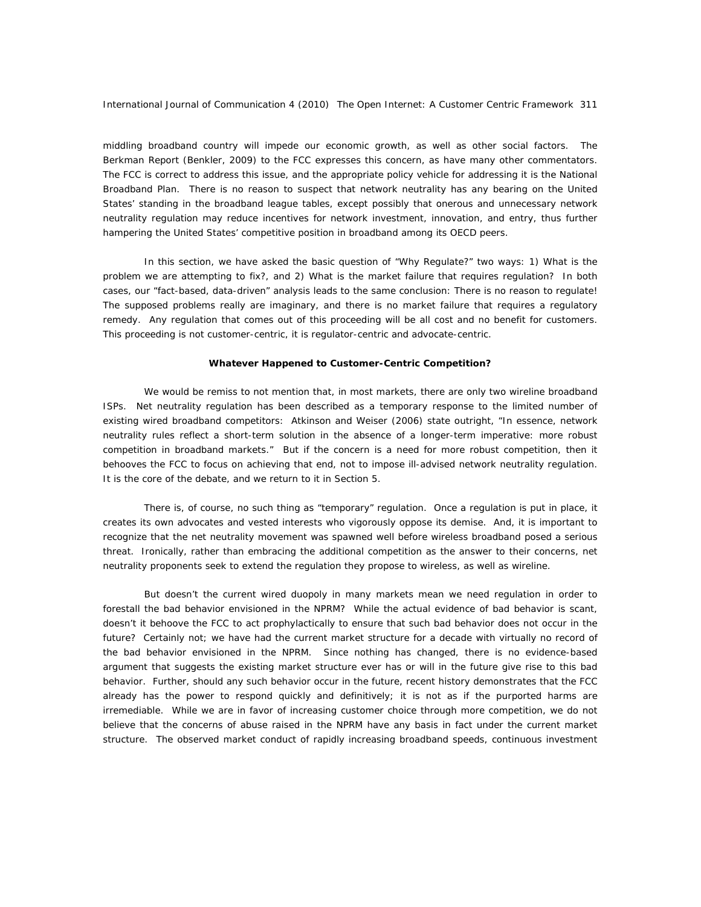middling broadband country will impede our economic growth, as well as other social factors. The Berkman Report (Benkler, 2009) to the FCC expresses this concern, as have many other commentators. The FCC is correct to address this issue, and the appropriate policy vehicle for addressing it is the National Broadband Plan. There is no reason to suspect that network neutrality has any bearing on the United States' standing in the broadband league tables, except possibly that onerous and unnecessary network neutrality regulation may reduce incentives for network investment, innovation, and entry, thus further hampering the United States' competitive position in broadband among its OECD peers.

In this section, we have asked the basic question of "Why Regulate?" two ways: 1) What is the problem we are attempting to fix?, and 2) What is the market failure that requires regulation? In both cases, our "fact-based, data-driven" analysis leads to the same conclusion: There is no reason to regulate! The supposed problems really are imaginary, and there is no market failure that requires a regulatory remedy. Any regulation that comes out of this proceeding will be all cost and no benefit for customers. This proceeding is not customer-centric, it is regulator-centric and advocate-centric.

**Whatever Happened to Customer-Centric Competition?**

We would be remiss to not mention that, in most markets, there are only two wireline broadband ISPs. Net neutrality regulation has been described as a temporary response to the limited number of existing wired broadband competitors: Atkinson and Weiser (2006) state outright, "In essence, network neutrality rules reflect a short-term solution in the absence of a longer-term imperative: more robust competition in broadband markets." But if the concern is a need for more robust competition, then it behooves the FCC to focus on achieving that end, not to impose ill-advised network neutrality regulation. It is the core of the debate, and we return to it in Section 5.

There is, of course, no such thing as "temporary" regulation. Once a regulation is put in place, it creates its own advocates and vested interests who vigorously oppose its demise. And, it is important to recognize that the net neutrality movement was spawned well before wireless broadband posed a serious threat. Ironically, rather than embracing the additional competition as the answer to their concerns, net neutrality proponents seek to extend the regulation they propose to wireless, as well as wireline.

But doesn't the current wired duopoly in many markets mean we need regulation in order to forestall the bad behavior envisioned in the NPRM? While the actual evidence of bad behavior is scant, doesn't it behoove the FCC to act prophylactically to ensure that such bad behavior does not occur in the future? Certainly not; we have had the current market structure for a decade with virtually no record of the bad behavior envisioned in the NPRM. Since nothing has changed, there is no evidence-based argument that suggests the existing market structure ever has or will in the future give rise to this bad behavior. Further, should any such behavior occur in the future, recent history demonstrates that the FCC already has the power to respond quickly and definitively; it is not as if the purported harms are irremediable. While we are in favor of increasing customer choice through more competition, we do not believe that the concerns of abuse raised in the NPRM have any basis in fact under the current market structure. The observed market conduct of rapidly increasing broadband speeds, continuous investment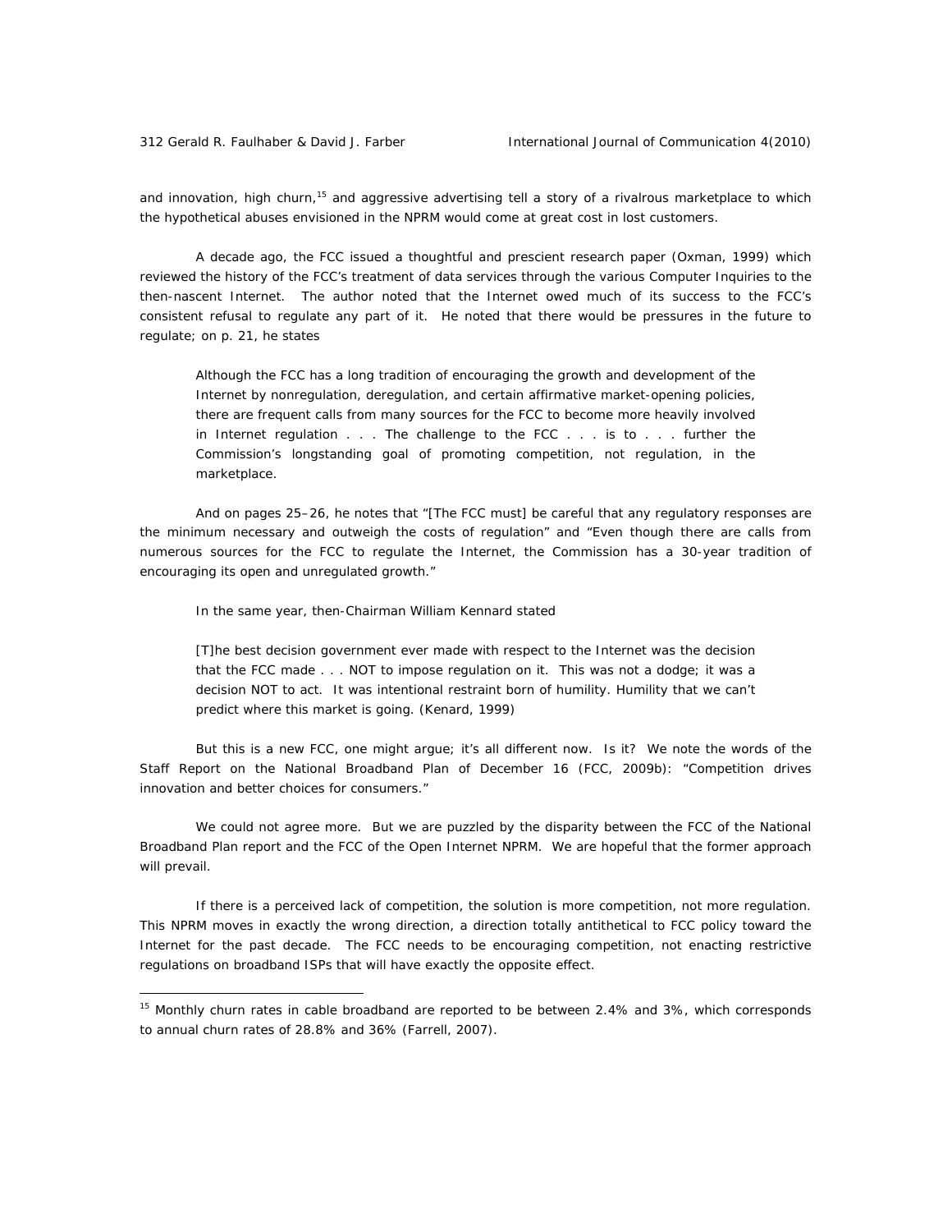and innovation, high churn,[15] and aggressive advertising tell a story of a rivalrous marketplace to which the hypothetical abuses envisioned in the NPRM would come at great cost in lost customers.

A decade ago, the FCC issued a thoughtful and prescient research paper (Oxman, 1999) which reviewed the history of the FCC's treatment of data services through the various Computer Inquiries to the then-nascent Internet. The author noted that the Internet owed much of its success to the FCC's consistent refusal to regulate any part of it. He noted that there would be pressures in the future to regulate; on p. 21, he states

> Although the FCC has a long tradition of encouraging the growth and development of the Internet by nonregulation, deregulation, and certain affirmative market-opening policies, there are frequent calls from many sources for the FCC to become more heavily involved in Internet regulation . . . The challenge to the FCC . . . is to . . . further the Commission's longstanding goal of promoting competition, not regulation, in the marketplace.

And on pages 25–26, he notes that "[The FCC must] be careful that any regulatory responses are the minimum necessary and outweigh the costs of regulation" and "Even though there are calls from numerous sources for the FCC to regulate the Internet, the Commission has a 30-year tradition of encouraging its open and unregulated growth."

In the same year, then-Chairman William Kennard stated

> [T]he best decision government ever made with respect to the Internet was the decision that the FCC made . . . NOT to impose regulation on it. This was not a dodge; it was a decision NOT to act. It was intentional restraint born of humility. Humility that we can't predict where this market is going. (Kenard, 1999)

But this is a new FCC, one might argue; it's all different now. Is it? We note the words of the Staff Report on the National Broadband Plan of December 16 (FCC, 2009b): "Competition drives innovation and better choices for consumers."

We could not agree more. But we are puzzled by the disparity between the FCC of the National Broadband Plan report and the FCC of the Open Internet NPRM. We are hopeful that the former approach will prevail.

If there is a perceived lack of competition, the solution is more competition, not more regulation. This NPRM moves in exactly the wrong direction, a direction totally antithetical to FCC policy toward the Internet for the past decade. The FCC needs to be encouraging competition, not enacting restrictive regulations on broadband ISPs that will have exactly the opposite effect.

---

[15] Monthly churn rates in cable broadband are reported to be between 2.4% and 3%, which corresponds to annual churn rates of 28.8% and 36% (Farrell, 2007).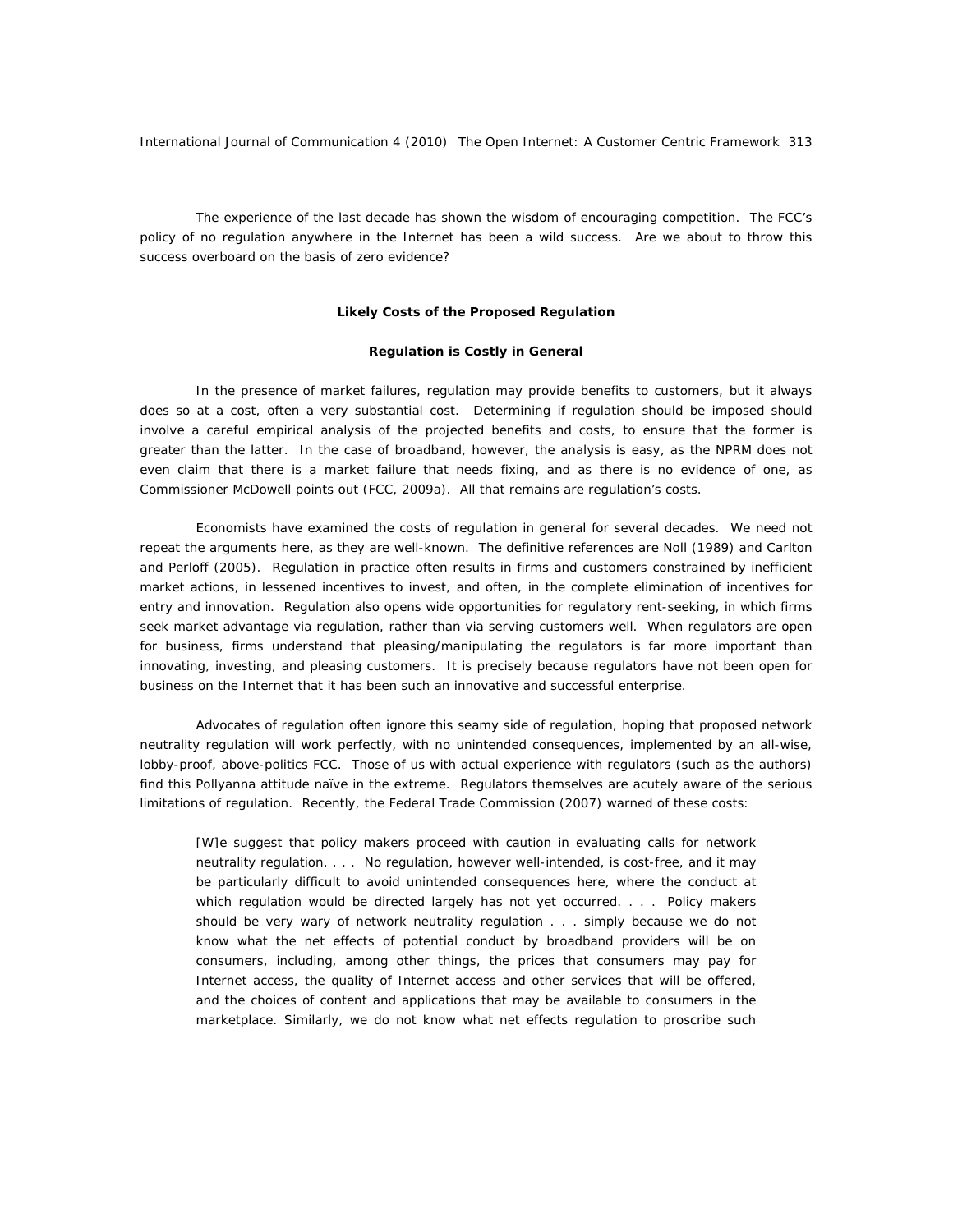The experience of the last decade has shown the wisdom of encouraging competition. The FCC's policy of no regulation anywhere in the Internet has been a wild success. Are we about to throw this success overboard on the basis of zero evidence?

### Likely Costs of the Proposed Regulation

#### Regulation is Costly in General

In the presence of market failures, regulation may provide benefits to customers, but it always does so at a cost, often a very substantial cost. Determining if regulation should be imposed should involve a careful empirical analysis of the projected benefits and costs, to ensure that the former is greater than the latter. In the case of broadband, however, the analysis is easy, as the NPRM does not even claim that there is a market failure that needs fixing, and as there is no evidence of one, as Commissioner McDowell points out (FCC, 2009a). All that remains are regulation's costs.

Economists have examined the costs of regulation in general for several decades. We need not repeat the arguments here, as they are well-known. The definitive references are Noll (1989) and Carlton and Perloff (2005). Regulation in practice often results in firms and customers constrained by inefficient market actions, in lessened incentives to invest, and often, in the complete elimination of incentives for entry and innovation. Regulation also opens wide opportunities for regulatory rent-seeking, in which firms seek market advantage via regulation, rather than via serving customers well. When regulators are open for business, firms understand that pleasing/manipulating the regulators is far more important than innovating, investing, and pleasing customers. It is precisely because regulators have not been open for business on the Internet that it has been such an innovative and successful enterprise.

Advocates of regulation often ignore this seamy side of regulation, hoping that proposed network neutrality regulation will work perfectly, with no unintended consequences, implemented by an all-wise, lobby-proof, above-politics FCC. Those of us with actual experience with regulators (such as the authors) find this Pollyanna attitude naïve in the extreme. Regulators themselves are acutely aware of the serious limitations of regulation. Recently, the Federal Trade Commission (2007) warned of these costs:

> [W]e suggest that policy makers proceed with caution in evaluating calls for network neutrality regulation. . . . No regulation, however well-intended, is cost-free, and it may be particularly difficult to avoid unintended consequences here, where the conduct at which regulation would be directed largely has not yet occurred. . . . Policy makers should be very wary of network neutrality regulation . . . simply because we do not know what the net effects of potential conduct by broadband providers will be on consumers, including, among other things, the prices that consumers may pay for Internet access, the quality of Internet access and other services that will be offered, and the choices of content and applications that may be available to consumers in the marketplace. Similarly, we do not know what net effects regulation to proscribe such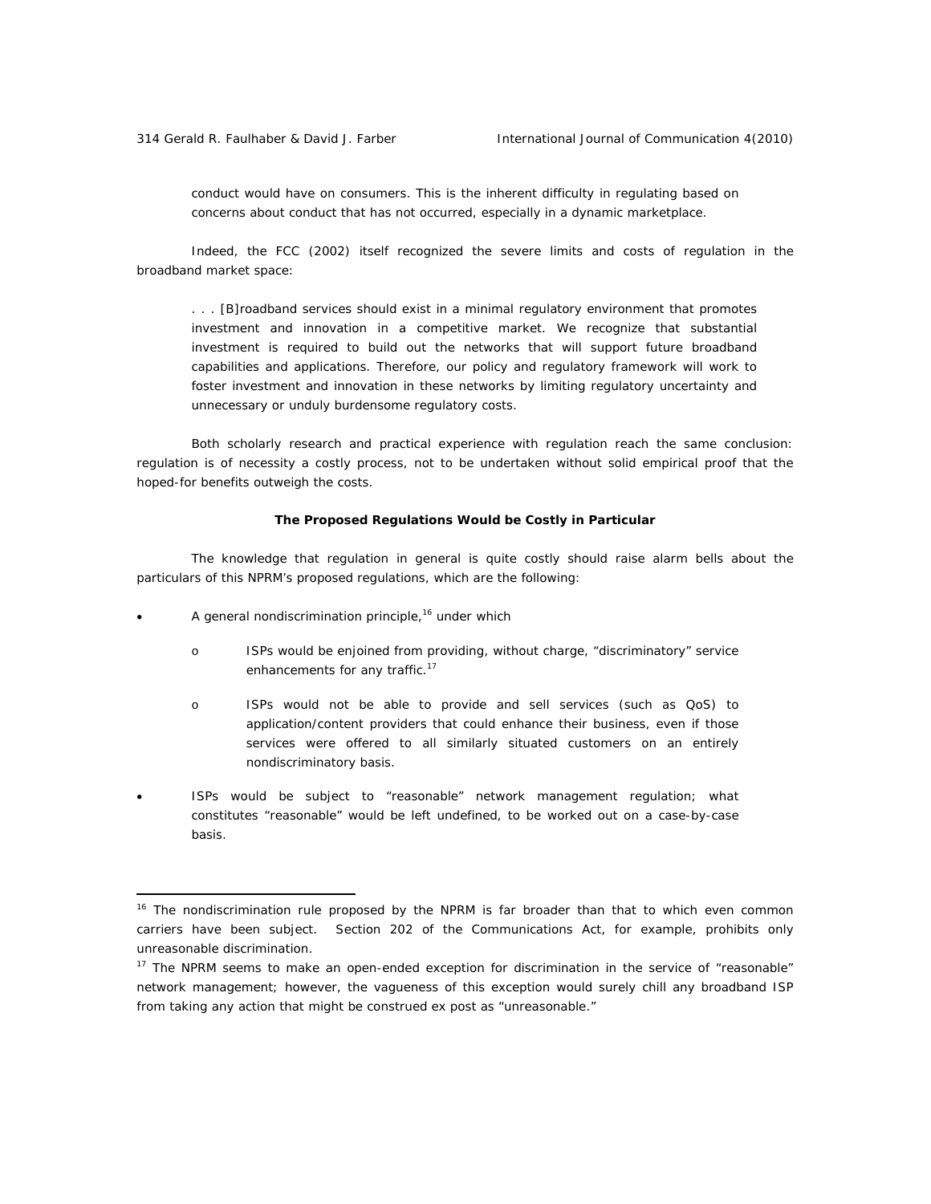conduct would have on consumers. This is the inherent difficulty in regulating based on concerns about conduct that has not occurred, especially in a dynamic marketplace.

Indeed, the FCC (2002) itself recognized the severe limits and costs of regulation in the broadband market space:

> . . . [B]roadband services should exist in a minimal regulatory environment that promotes investment and innovation in a competitive market. We recognize that substantial investment is required to build out the networks that will support future broadband capabilities and applications. Therefore, our policy and regulatory framework will work to foster investment and innovation in these networks by limiting regulatory uncertainty and unnecessary or unduly burdensome regulatory costs.

Both scholarly research and practical experience with regulation reach the same conclusion: regulation is of necessity a costly process, not to be undertaken without solid empirical proof that the hoped-for benefits outweigh the costs.

**The Proposed Regulations Would be Costly in Particular**

The knowledge that regulation in general is quite costly should raise alarm bells about the particulars of this NPRM's proposed regulations, which are the following:

- A general nondiscrimination principle,[16] under which
  - ISPs would be enjoined from providing, without charge, "discriminatory" service enhancements for any traffic.[17]
  - ISPs would not be able to provide and sell services (such as QoS) to application/content providers that could enhance their business, even if those services were offered to all similarly situated customers on an entirely nondiscriminatory basis.
- ISPs would be subject to "reasonable" network management regulation; what constitutes "reasonable" would be left undefined, to be worked out on a case-by-case basis.

---

[16] The nondiscrimination rule proposed by the NPRM is far broader than that to which even common carriers have been subject. Section 202 of the Communications Act, for example, prohibits only unreasonable discrimination.

[17] The NPRM seems to make an open-ended exception for discrimination in the service of "reasonable" network management; however, the vagueness of this exception would surely chill any broadband ISP from taking any action that might be construed ex post as "unreasonable."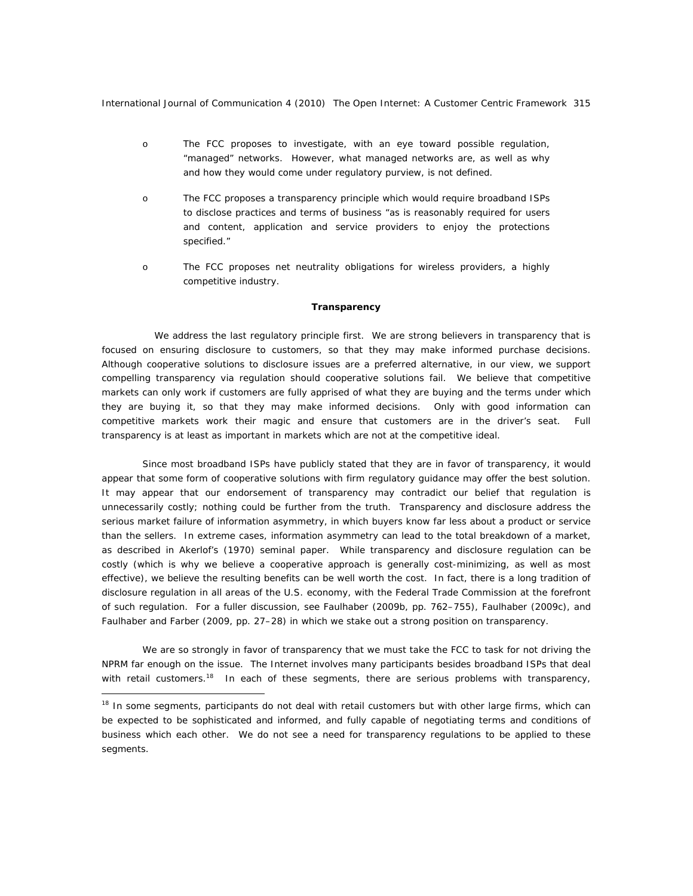- The FCC proposes to investigate, with an eye toward possible regulation, "managed" networks. However, what managed networks are, as well as why and how they would come under regulatory purview, is not defined.

- The FCC proposes a transparency principle which would require broadband ISPs to disclose practices and terms of business "as is reasonably required for users and content, application and service providers to enjoy the protections specified."

- The FCC proposes net neutrality obligations for wireless providers, a highly competitive industry.

**Transparency**

We address the last regulatory principle first. We are strong believers in transparency that is focused on ensuring disclosure to customers, so that they may make informed purchase decisions. Although cooperative solutions to disclosure issues are a preferred alternative, in our view, we support compelling transparency via regulation should cooperative solutions fail. We believe that competitive markets can only work if customers are fully apprised of what they are buying and the terms under which they are buying it, so that they may make informed decisions. Only with good information can competitive markets work their magic and ensure that customers are in the driver's seat. Full transparency is at least as important in markets which are not at the competitive ideal.

Since most broadband ISPs have publicly stated that they are in favor of transparency, it would appear that some form of cooperative solutions with firm regulatory guidance may offer the best solution. It may appear that our endorsement of transparency may contradict our belief that regulation is unnecessarily costly; nothing could be further from the truth. Transparency and disclosure address the serious market failure of information asymmetry, in which buyers know far less about a product or service than the sellers. In extreme cases, information asymmetry can lead to the total breakdown of a market, as described in Akerlof's (1970) seminal paper. While transparency and disclosure regulation can be costly (which is why we believe a cooperative approach is generally cost-minimizing, as well as most effective), we believe the resulting benefits can be well worth the cost. In fact, there is a long tradition of disclosure regulation in all areas of the U.S. economy, with the Federal Trade Commission at the forefront of such regulation. For a fuller discussion, see Faulhaber (2009b, pp. 762–755), Faulhaber (2009c), and Faulhaber and Farber (2009, pp. 27–28) in which we stake out a strong position on transparency.

We are so strongly in favor of transparency that we must take the FCC to task for not driving the NPRM far enough on the issue. The Internet involves many participants besides broadband ISPs that deal with retail customers.[18] In each of these segments, there are serious problems with transparency,

[18] In some segments, participants do not deal with retail customers but with other large firms, which can be expected to be sophisticated and informed, and fully capable of negotiating terms and conditions of business which each other. We do not see a need for transparency regulations to be applied to these segments.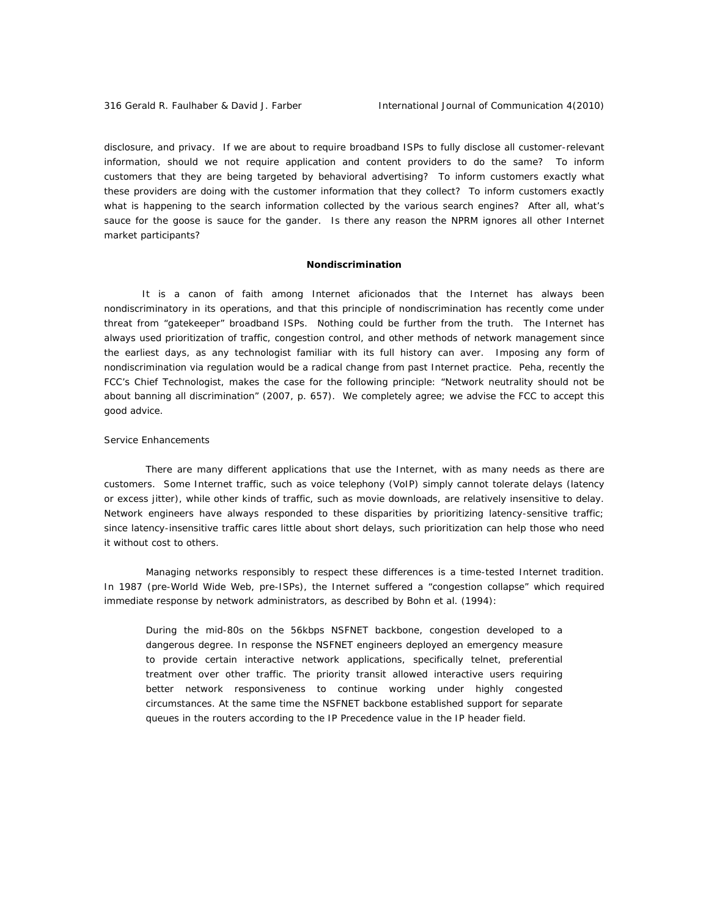disclosure, and privacy. If we are about to require broadband ISPs to fully disclose all customer-relevant information, should we not require application and content providers to do the same? To inform customers that they are being targeted by behavioral advertising? To inform customers exactly what these providers are doing with the customer information that they collect? To inform customers exactly what is happening to the search information collected by the various search engines? After all, what's sauce for the goose is sauce for the gander. Is there any reason the NPRM ignores all other Internet market participants?

## Nondiscrimination

It is a canon of faith among Internet aficionados that the Internet has always been nondiscriminatory in its operations, and that this principle of nondiscrimination has recently come under threat from "gatekeeper" broadband ISPs. Nothing could be further from the truth. The Internet has always used prioritization of traffic, congestion control, and other methods of network management since the earliest days, as any technologist familiar with its full history can aver. Imposing any form of nondiscrimination via regulation would be a radical change from past Internet practice. Peha, recently the FCC's Chief Technologist, makes the case for the following principle: "Network neutrality should not be about banning all discrimination" (2007, p. 657). We completely agree; we advise the FCC to accept this good advice.

### Service Enhancements

There are many different applications that use the Internet, with as many needs as there are customers. Some Internet traffic, such as voice telephony (VoIP) simply cannot tolerate delays (latency or excess jitter), while other kinds of traffic, such as movie downloads, are relatively insensitive to delay. Network engineers have always responded to these disparities by prioritizing latency-sensitive traffic; since latency-insensitive traffic cares little about short delays, such prioritization can help those who need it without cost to others.

Managing networks responsibly to respect these differences is a time-tested Internet tradition. In 1987 (pre-World Wide Web, pre-ISPs), the Internet suffered a "congestion collapse" which required immediate response by network administrators, as described by Bohn et al. (1994):

> During the mid-80s on the 56kbps NSFNET backbone, congestion developed to a dangerous degree. In response the NSFNET engineers deployed an emergency measure to provide certain interactive network applications, specifically telnet, preferential treatment over other traffic. The priority transit allowed interactive users requiring better network responsiveness to continue working under highly congested circumstances. At the same time the NSFNET backbone established support for separate queues in the routers according to the IP Precedence value in the IP header field.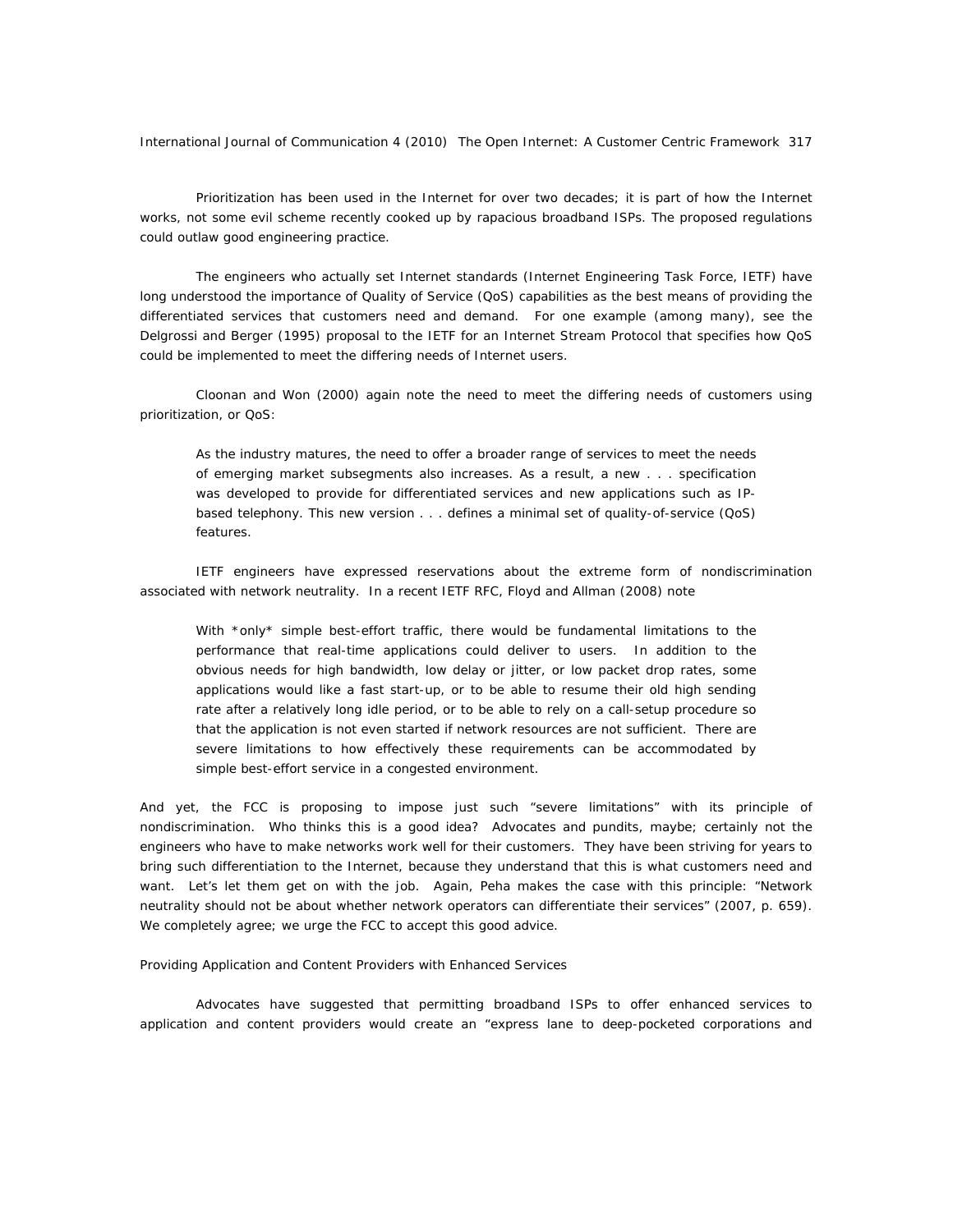Prioritization has been used in the Internet for over two decades; it is part of how the Internet works, not some evil scheme recently cooked up by rapacious broadband ISPs. The proposed regulations could outlaw good engineering practice.

The engineers who actually set Internet standards (Internet Engineering Task Force, IETF) have long understood the importance of Quality of Service (QoS) capabilities as the best means of providing the differentiated services that customers need and demand. For one example (among many), see the Delgrossi and Berger (1995) proposal to the IETF for an Internet Stream Protocol that specifies how QoS could be implemented to meet the differing needs of Internet users.

Cloonan and Won (2000) again note the need to meet the differing needs of customers using prioritization, or QoS:

> As the industry matures, the need to offer a broader range of services to meet the needs of emerging market subsegments also increases. As a result, a new . . . specification was developed to provide for differentiated services and new applications such as IP-based telephony. This new version . . . defines a minimal set of quality-of-service (QoS) features.

IETF engineers have expressed reservations about the extreme form of nondiscrimination associated with network neutrality. In a recent IETF RFC, Floyd and Allman (2008) note

> With *only* simple best-effort traffic, there would be fundamental limitations to the performance that real-time applications could deliver to users. In addition to the obvious needs for high bandwidth, low delay or jitter, or low packet drop rates, some applications would like a fast start-up, or to be able to resume their old high sending rate after a relatively long idle period, or to be able to rely on a call-setup procedure so that the application is not even started if network resources are not sufficient. There are severe limitations to how effectively these requirements can be accommodated by simple best-effort service in a congested environment.

And yet, the FCC is proposing to impose just such "severe limitations" with its principle of nondiscrimination. Who thinks this is a good idea? Advocates and pundits, maybe; certainly not the engineers who have to make networks work well for their customers. They have been striving for years to bring such differentiation to the Internet, because they understand that this is what customers need and want. Let's let them get on with the job. Again, Peha makes the case with this principle: "Network neutrality should not be about whether network operators can differentiate their services" (2007, p. 659). We completely agree; we urge the FCC to accept this good advice.

*Providing Application and Content Providers with Enhanced Services*

Advocates have suggested that permitting broadband ISPs to offer enhanced services to application and content providers would create an "express lane to deep-pocketed corporations and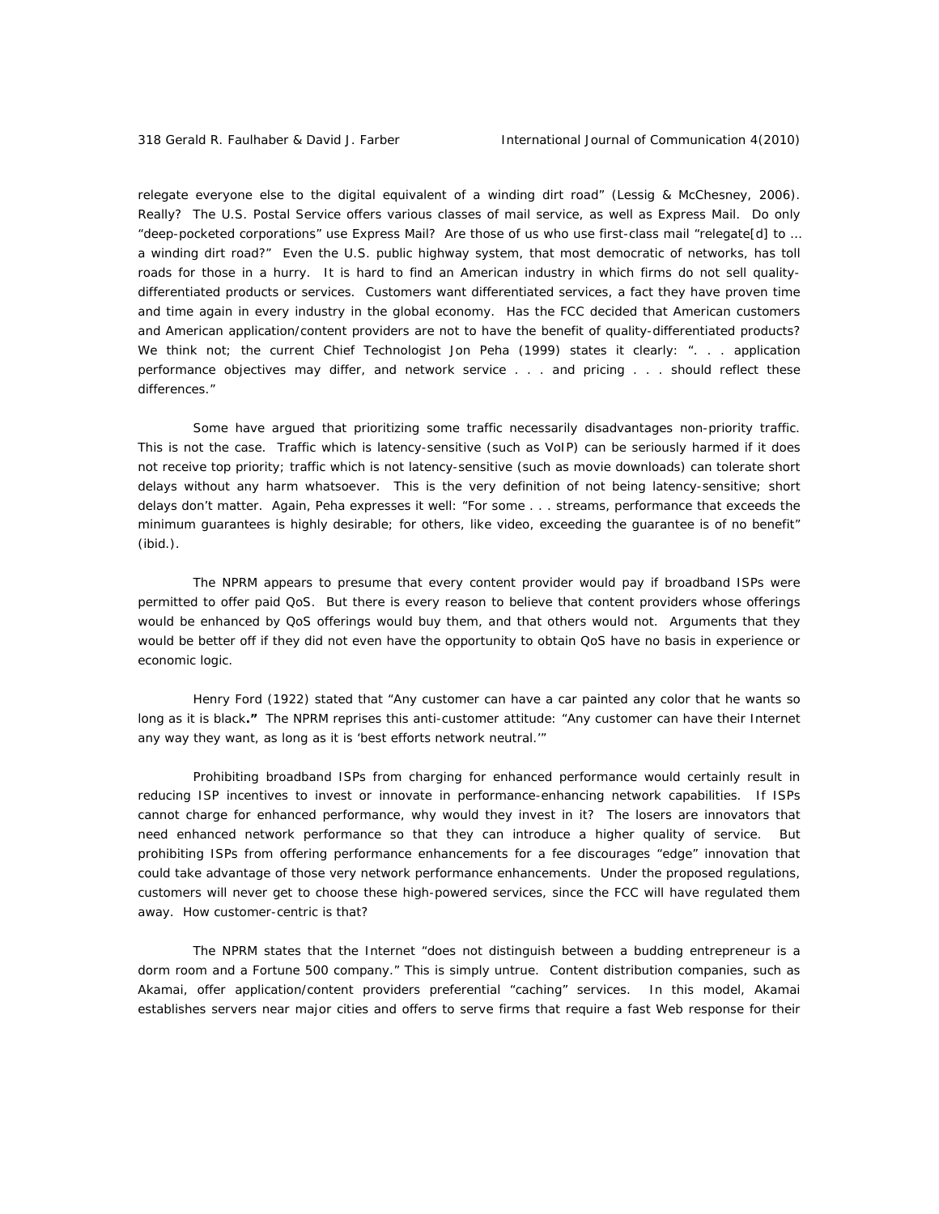relegate everyone else to the digital equivalent of a winding dirt road" (Lessig & McChesney, 2006). Really? The U.S. Postal Service offers various classes of mail service, as well as Express Mail. Do only "deep-pocketed corporations" use Express Mail? Are those of us who use first-class mail "relegate[d] to … a winding dirt road?" Even the U.S. public highway system, that most democratic of networks, has toll roads for those in a hurry. It is hard to find an American industry in which firms do not sell quality-differentiated products or services. Customers want differentiated services, a fact they have proven time and time again in every industry in the global economy. Has the FCC decided that American customers and American application/content providers are not to have the benefit of quality-differentiated products? We think not; the current Chief Technologist Jon Peha (1999) states it clearly: ". . . application performance objectives may differ, and network service . . . and pricing . . . should reflect these differences."

Some have argued that prioritizing some traffic necessarily disadvantages non-priority traffic. This is not the case. Traffic which is latency-sensitive (such as VoIP) can be seriously harmed if it does not receive top priority; traffic which is not latency-sensitive (such as movie downloads) can tolerate short delays without any harm whatsoever. This is the very definition of not being latency-sensitive; short delays don't matter. Again, Peha expresses it well: "For some . . . streams, performance that exceeds the minimum guarantees is highly desirable; for others, like video, exceeding the guarantee is of no benefit" (ibid.).

The NPRM appears to presume that every content provider would pay if broadband ISPs were permitted to offer paid QoS. But there is every reason to believe that content providers whose offerings would be enhanced by QoS offerings would buy them, and that others would not. Arguments that they would be better off if they did not even have the opportunity to obtain QoS have no basis in experience or economic logic.

Henry Ford (1922) stated that "Any customer can have a car painted any color that he wants so long as it is black**."** The NPRM reprises this anti-customer attitude: "Any customer can have their Internet any way they want, as long as it is 'best efforts network neutral.'"

Prohibiting broadband ISPs from charging for enhanced performance would certainly result in reducing ISP incentives to invest or innovate in performance-enhancing network capabilities. If ISPs cannot charge for enhanced performance, why would they invest in it? The losers are innovators that need enhanced network performance so that they can introduce a higher quality of service. But prohibiting ISPs from offering performance enhancements for a fee discourages "edge" innovation that could take advantage of those very network performance enhancements. Under the proposed regulations, customers will never get to choose these high-powered services, since the FCC will have regulated them away. How customer-centric is that?

The NPRM states that the Internet "does not distinguish between a budding entrepreneur is a dorm room and a Fortune 500 company." This is simply untrue. Content distribution companies, such as Akamai, offer application/content providers preferential "caching" services. In this model, Akamai establishes servers near major cities and offers to serve firms that require a fast Web response for their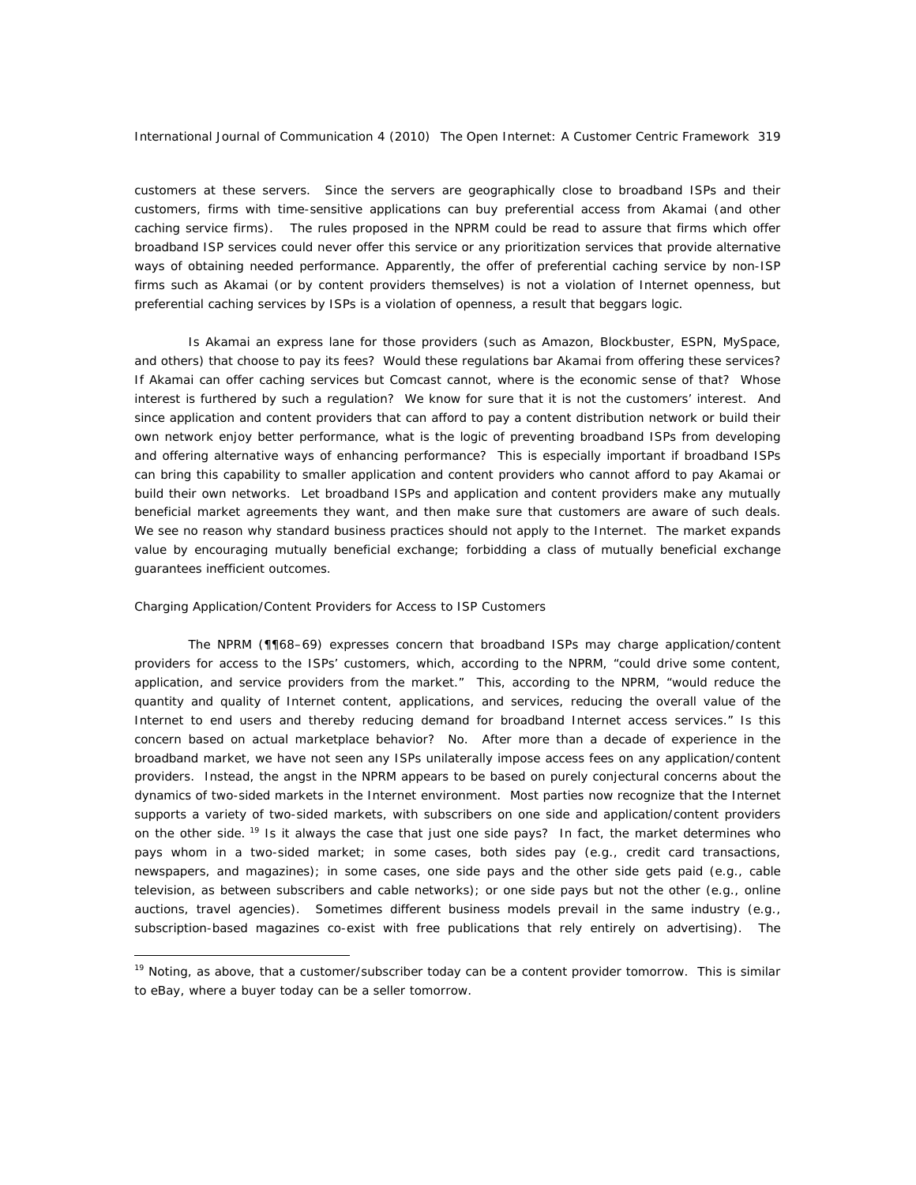customers at these servers. Since the servers are geographically close to broadband ISPs and their customers, firms with time-sensitive applications can buy preferential access from Akamai (and other caching service firms). The rules proposed in the NPRM could be read to assure that firms which offer broadband ISP services could never offer this service or any prioritization services that provide alternative ways of obtaining needed performance. Apparently, the offer of preferential caching service by non-ISP firms such as Akamai (or by content providers themselves) is not a violation of Internet openness, but preferential caching services by ISPs is a violation of openness, a result that beggars logic.

Is Akamai an express lane for those providers (such as Amazon, Blockbuster, ESPN, MySpace, and others) that choose to pay its fees? Would these regulations bar Akamai from offering these services? If Akamai can offer caching services but Comcast cannot, where is the economic sense of that? Whose interest is furthered by such a regulation? We know for sure that it is not the customers' interest. And since application and content providers that can afford to pay a content distribution network or build their own network enjoy better performance, what is the logic of preventing broadband ISPs from developing and offering alternative ways of enhancing performance? This is especially important if broadband ISPs can bring this capability to smaller application and content providers who cannot afford to pay Akamai or build their own networks. Let broadband ISPs and application and content providers make any mutually beneficial market agreements they want, and then make sure that customers are aware of such deals. We see no reason why standard business practices should not apply to the Internet. The market expands value by encouraging mutually beneficial exchange; forbidding a class of mutually beneficial exchange guarantees inefficient outcomes.

*Charging Application/Content Providers for Access to ISP Customers*

The NPRM (¶¶68–69) expresses concern that broadband ISPs may charge application/content providers for access to the ISPs' customers, which, according to the NPRM, "could drive some content, application, and service providers from the market." This, according to the NPRM, "would reduce the quantity and quality of Internet content, applications, and services, reducing the overall value of the Internet to end users and thereby reducing demand for broadband Internet access services." Is this concern based on actual marketplace behavior? No. After more than a decade of experience in the broadband market, we have not seen any ISPs unilaterally impose access fees on any application/content providers. Instead, the angst in the NPRM appears to be based on purely conjectural concerns about the dynamics of two-sided markets in the Internet environment. Most parties now recognize that the Internet supports a variety of two-sided markets, with subscribers on one side and application/content providers on the other side.[19] Is it always the case that just one side pays? In fact, the market determines who pays whom in a two-sided market; in some cases, both sides pay (e.g., credit card transactions, newspapers, and magazines); in some cases, one side pays and the other side gets paid (e.g., cable television, as between subscribers and cable networks); or one side pays but not the other (e.g., online auctions, travel agencies). Sometimes different business models prevail in the same industry (e.g., subscription-based magazines co-exist with free publications that rely entirely on advertising). The

[19] Noting, as above, that a customer/subscriber today can be a content provider tomorrow. This is similar to eBay, where a buyer today can be a seller tomorrow.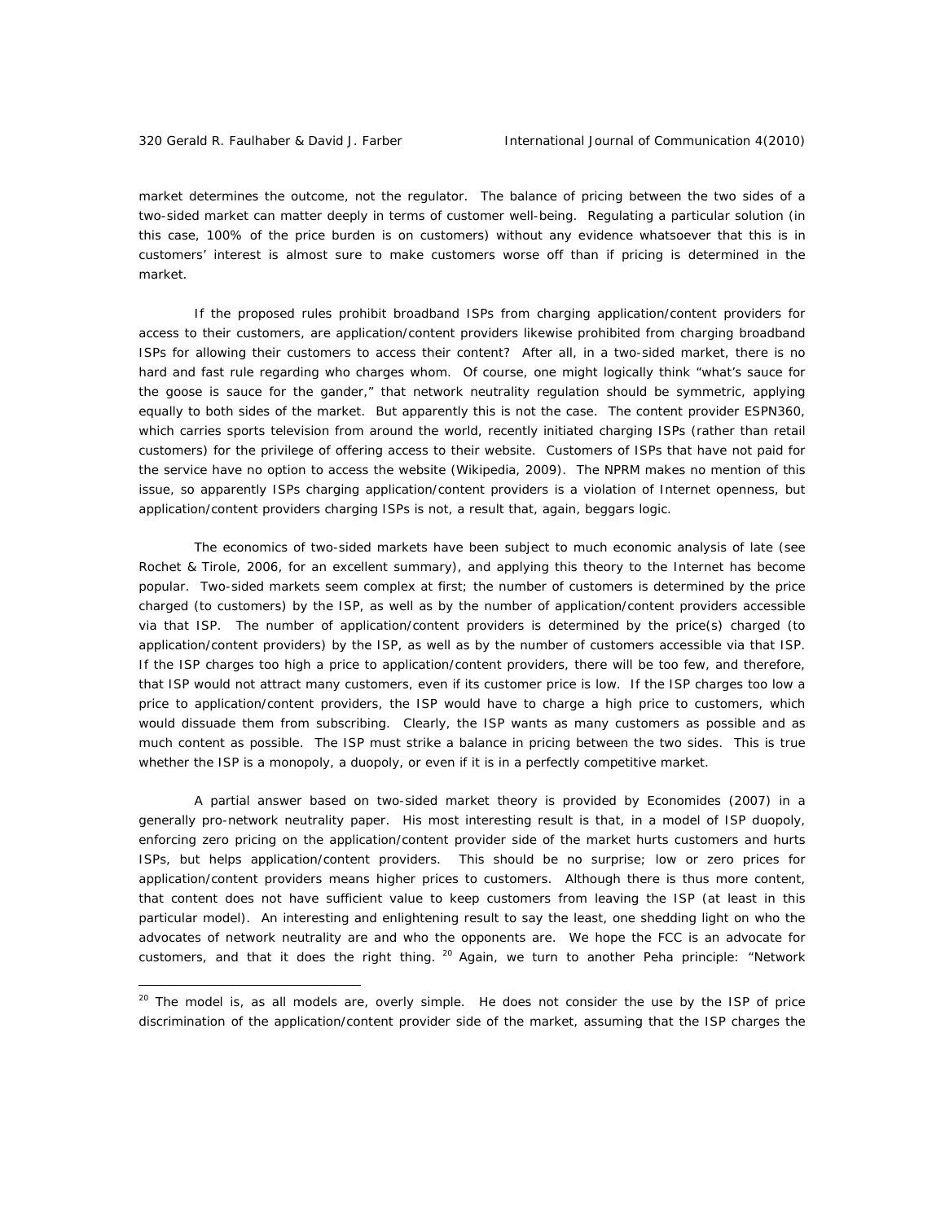market determines the outcome, not the regulator. The balance of pricing between the two sides of a two-sided market can matter deeply in terms of customer well-being. Regulating a particular solution (in this case, 100% of the price burden is on customers) without any evidence whatsoever that this is in customers' interest is almost sure to make customers worse off than if pricing is determined in the market.

If the proposed rules prohibit broadband ISPs from charging application/content providers for access to their customers, are application/content providers likewise prohibited from charging broadband ISPs for allowing their customers to access their content? After all, in a two-sided market, there is no hard and fast rule regarding who charges whom. Of course, one might logically think "what's sauce for the goose is sauce for the gander," that network neutrality regulation should be symmetric, applying equally to both sides of the market. But apparently this is not the case. The content provider ESPN360, which carries sports television from around the world, recently initiated charging ISPs (rather than retail customers) for the privilege of offering access to their website. Customers of ISPs that have not paid for the service have no option to access the website (Wikipedia, 2009). The NPRM makes no mention of this issue, so apparently ISPs charging application/content providers is a violation of Internet openness, but application/content providers charging ISPs is not, a result that, again, beggars logic.

The economics of two-sided markets have been subject to much economic analysis of late (see Rochet & Tirole, 2006, for an excellent summary), and applying this theory to the Internet has become popular. Two-sided markets seem complex at first; the number of customers is determined by the price charged (to customers) by the ISP, as well as by the number of application/content providers accessible via that ISP. The number of application/content providers is determined by the price(s) charged (to application/content providers) by the ISP, as well as by the number of customers accessible via that ISP. If the ISP charges too high a price to application/content providers, there will be too few, and therefore, that ISP would not attract many customers, even if its customer price is low. If the ISP charges too low a price to application/content providers, the ISP would have to charge a high price to customers, which would dissuade them from subscribing. Clearly, the ISP wants as many customers as possible and as much content as possible. The ISP must strike a balance in pricing between the two sides. This is true whether the ISP is a monopoly, a duopoly, or even if it is in a perfectly competitive market.

A partial answer based on two-sided market theory is provided by Economides (2007) in a generally pro-network neutrality paper. His most interesting result is that, in a model of ISP duopoly, enforcing zero pricing on the application/content provider side of the market hurts customers and hurts ISPs, but helps application/content providers. This should be no surprise; low or zero prices for application/content providers means higher prices to customers. Although there is thus more content, that content does not have sufficient value to keep customers from leaving the ISP (at least in this particular model). An interesting and enlightening result to say the least, one shedding light on who the advocates of network neutrality are and who the opponents are. We hope the FCC is an advocate for customers, and that it does the right thing. [20] Again, we turn to another Peha principle: "Network

[20] The model is, as all models are, overly simple. He does not consider the use by the ISP of price discrimination of the application/content provider side of the market, assuming that the ISP charges the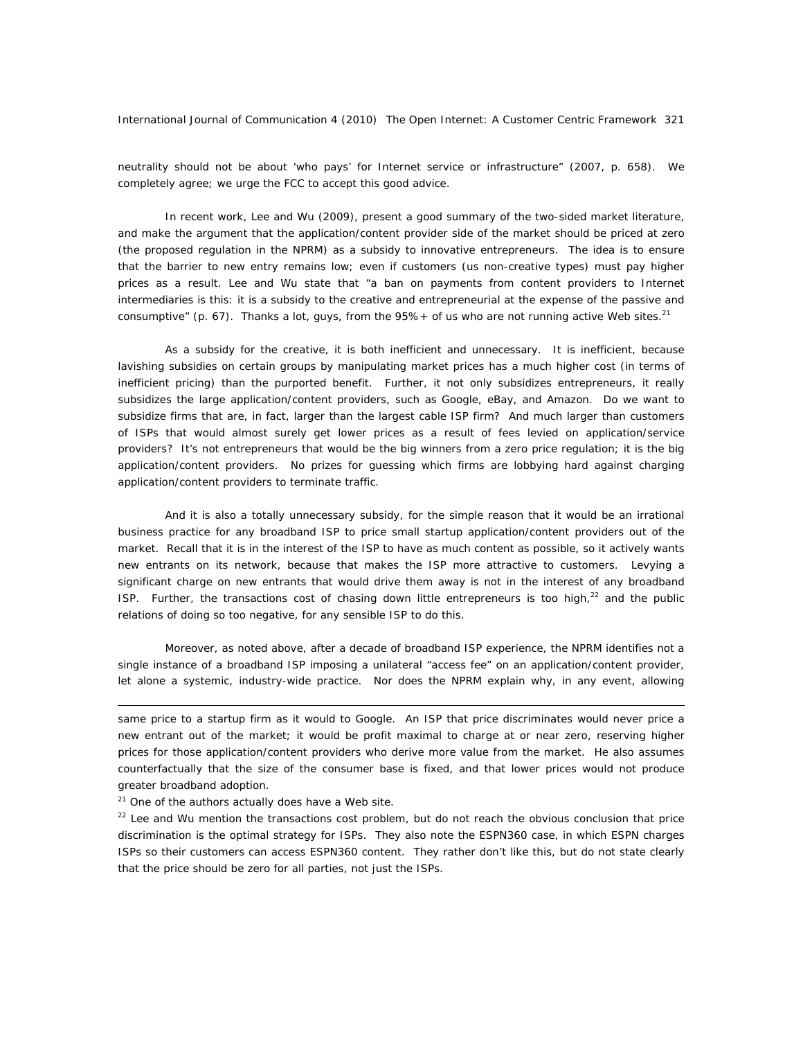neutrality should not be about 'who pays' for Internet service or infrastructure" (2007, p. 658). We completely agree; we urge the FCC to accept this good advice.

In recent work, Lee and Wu (2009), present a good summary of the two-sided market literature, and make the argument that the application/content provider side of the market should be priced at zero (the proposed regulation in the NPRM) as a subsidy to innovative entrepreneurs. The idea is to ensure that the barrier to new entry remains low; even if customers (us non-creative types) must pay higher prices as a result. Lee and Wu state that "a ban on payments from content providers to Internet intermediaries is this: it is a subsidy to the creative and entrepreneurial at the expense of the passive and consumptive" (p. 67). Thanks a lot, guys, from the 95%+ of us who are not running active Web sites.[21]

As a subsidy for the creative, it is both inefficient and unnecessary. It is inefficient, because lavishing subsidies on certain groups by manipulating market prices has a much higher cost (in terms of inefficient pricing) than the purported benefit. Further, it not only subsidizes entrepreneurs, it really subsidizes the large application/content providers, such as Google, eBay, and Amazon. Do we want to subsidize firms that are, in fact, larger than the largest cable ISP firm? And much larger than customers of ISPs that would almost surely get lower prices as a result of fees levied on application/service providers? It's not entrepreneurs that would be the big winners from a zero price regulation; it is the big application/content providers. No prizes for guessing which firms are lobbying hard against charging application/content providers to terminate traffic.

And it is also a totally unnecessary subsidy, for the simple reason that it would be an irrational business practice for any broadband ISP to price small startup application/content providers out of the market. Recall that it is in the interest of the ISP to have as much content as possible, so it actively wants new entrants on its network, because that makes the ISP more attractive to customers. Levying a significant charge on new entrants that would drive them away is not in the interest of any broadband ISP. Further, the transactions cost of chasing down little entrepreneurs is too high,[22] and the public relations of doing so too negative, for any sensible ISP to do this.

Moreover, as noted above, after a decade of broadband ISP experience, the NPRM identifies not a single instance of a broadband ISP imposing a unilateral "access fee" on an application/content provider, let alone a systemic, industry-wide practice. Nor does the NPRM explain why, in any event, allowing

---

same price to a startup firm as it would to Google. An ISP that price discriminates would never price a new entrant out of the market; it would be profit maximal to charge at or near zero, reserving higher prices for those application/content providers who derive more value from the market. He also assumes counterfactually that the size of the consumer base is fixed, and that lower prices would not produce greater broadband adoption.

[21] One of the authors actually does have a Web site.

[22] Lee and Wu mention the transactions cost problem, but do not reach the obvious conclusion that price discrimination is the optimal strategy for ISPs. They also note the ESPN360 case, in which ESPN charges ISPs so their customers can access ESPN360 content. They rather don't like this, but do not state clearly that the price should be zero for all parties, not just the ISPs.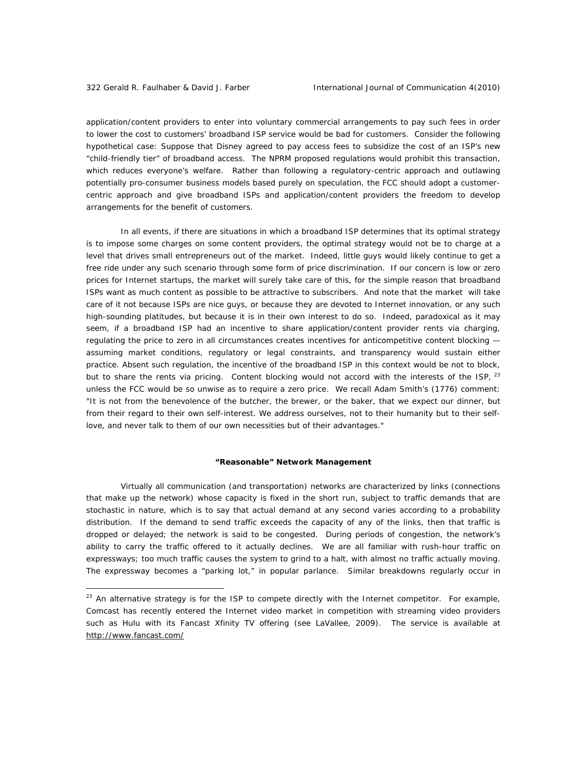application/content providers to enter into voluntary commercial arrangements to pay such fees in order to lower the cost to customers' broadband ISP service would be bad for customers. Consider the following hypothetical case: Suppose that Disney agreed to pay access fees to subsidize the cost of an ISP's new "child-friendly tier" of broadband access. The NPRM proposed regulations would prohibit this transaction, which reduces everyone's welfare. Rather than following a regulatory-centric approach and outlawing potentially pro-consumer business models based purely on speculation, the FCC should adopt a customer-centric approach and give broadband ISPs and application/content providers the freedom to develop arrangements for the benefit of customers.

In all events, if there are situations in which a broadband ISP determines that its optimal strategy is to impose some charges on some content providers, the optimal strategy would not be to charge at a level that drives small entrepreneurs out of the market. Indeed, little guys would likely continue to get a free ride under any such scenario through some form of price discrimination. If our concern is low or zero prices for Internet startups, the market will surely take care of this, for the simple reason that broadband ISPs want as much content as possible to be attractive to subscribers. And note that the market will take care of it not because ISPs are nice guys, or because they are devoted to Internet innovation, or any such high-sounding platitudes, but because it is in their own interest to do so. Indeed, paradoxical as it may seem, if a broadband ISP had an incentive to share application/content provider rents via charging, regulating the price to zero in all circumstances creates incentives for anticompetitive content blocking — assuming market conditions, regulatory or legal constraints, and transparency would sustain either practice. Absent such regulation, the incentive of the broadband ISP in this context would be not to block, but to share the rents via pricing. Content blocking would not accord with the interests of the ISP,[23] unless the FCC would be so unwise as to require a zero price. We recall Adam Smith's (1776) comment: "It is not from the benevolence of the butcher, the brewer, or the baker, that we expect our dinner, but from their regard to their own self-interest. We address ourselves, not to their humanity but to their self-love, and never talk to them of our own necessities but of their advantages."

### "Reasonable" Network Management

Virtually all communication (and transportation) networks are characterized by links (connections that make up the network) whose capacity is fixed in the short run, subject to traffic demands that are stochastic in nature, which is to say that actual demand at any second varies according to a probability distribution. If the demand to send traffic exceeds the capacity of any of the links, then that traffic is dropped or delayed; the network is said to be congested. During periods of congestion, the network's ability to carry the traffic offered to it actually declines. We are all familiar with rush-hour traffic on expressways; too much traffic causes the system to grind to a halt, with almost no traffic actually moving. The expressway becomes a "parking lot," in popular parlance. Similar breakdowns regularly occur in

---

[23] An alternative strategy is for the ISP to compete directly with the Internet competitor. For example, Comcast has recently entered the Internet video market in competition with streaming video providers such as Hulu with its Fancast Xfinity TV offering (see LaVallee, 2009). The service is available at http://www.fancast.com/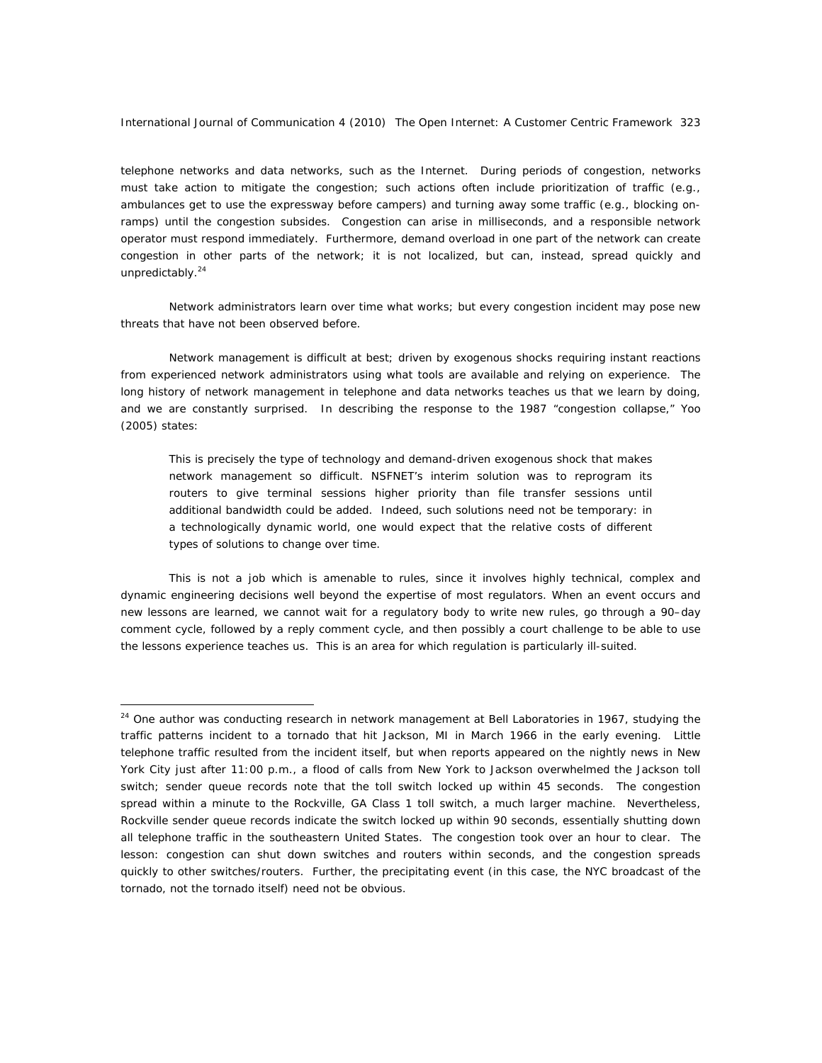telephone networks and data networks, such as the Internet. During periods of congestion, networks must take action to mitigate the congestion; such actions often include prioritization of traffic (e.g., ambulances get to use the expressway before campers) and turning away some traffic (e.g., blocking on-ramps) until the congestion subsides. Congestion can arise in milliseconds, and a responsible network operator must respond immediately. Furthermore, demand overload in one part of the network can create congestion in other parts of the network; it is not localized, but can, instead, spread quickly and unpredictably.[24]

Network administrators learn over time what works; but every congestion incident may pose new threats that have not been observed before.

Network management is difficult at best; driven by exogenous shocks requiring instant reactions from experienced network administrators using what tools are available and relying on experience. The long history of network management in telephone and data networks teaches us that we learn by doing, and we are constantly surprised. In describing the response to the 1987 "congestion collapse," Yoo (2005) states:

> This is precisely the type of technology and demand-driven exogenous shock that makes network management so difficult. NSFNET's interim solution was to reprogram its routers to give terminal sessions higher priority than file transfer sessions until additional bandwidth could be added. Indeed, such solutions need not be temporary: in a technologically dynamic world, one would expect that the relative costs of different types of solutions to change over time.

This is not a job which is amenable to rules, since it involves highly technical, complex and dynamic engineering decisions well beyond the expertise of most regulators. When an event occurs and new lessons are learned, we cannot wait for a regulatory body to write new rules, go through a 90–day comment cycle, followed by a reply comment cycle, and then possibly a court challenge to be able to use the lessons experience teaches us. This is an area for which regulation is particularly ill-suited.

---

[24] One author was conducting research in network management at Bell Laboratories in 1967, studying the traffic patterns incident to a tornado that hit Jackson, MI in March 1966 in the early evening. Little telephone traffic resulted from the incident itself, but when reports appeared on the nightly news in New York City just after 11:00 p.m., a flood of calls from New York to Jackson overwhelmed the Jackson toll switch; sender queue records note that the toll switch locked up within 45 seconds. The congestion spread within a minute to the Rockville, GA Class 1 toll switch, a much larger machine. Nevertheless, Rockville sender queue records indicate the switch locked up within 90 seconds, essentially shutting down all telephone traffic in the southeastern United States. The congestion took over an hour to clear. The lesson: congestion can shut down switches and routers within seconds, and the congestion spreads quickly to other switches/routers. Further, the precipitating event (in this case, the NYC broadcast of the tornado, not the tornado itself) need not be obvious.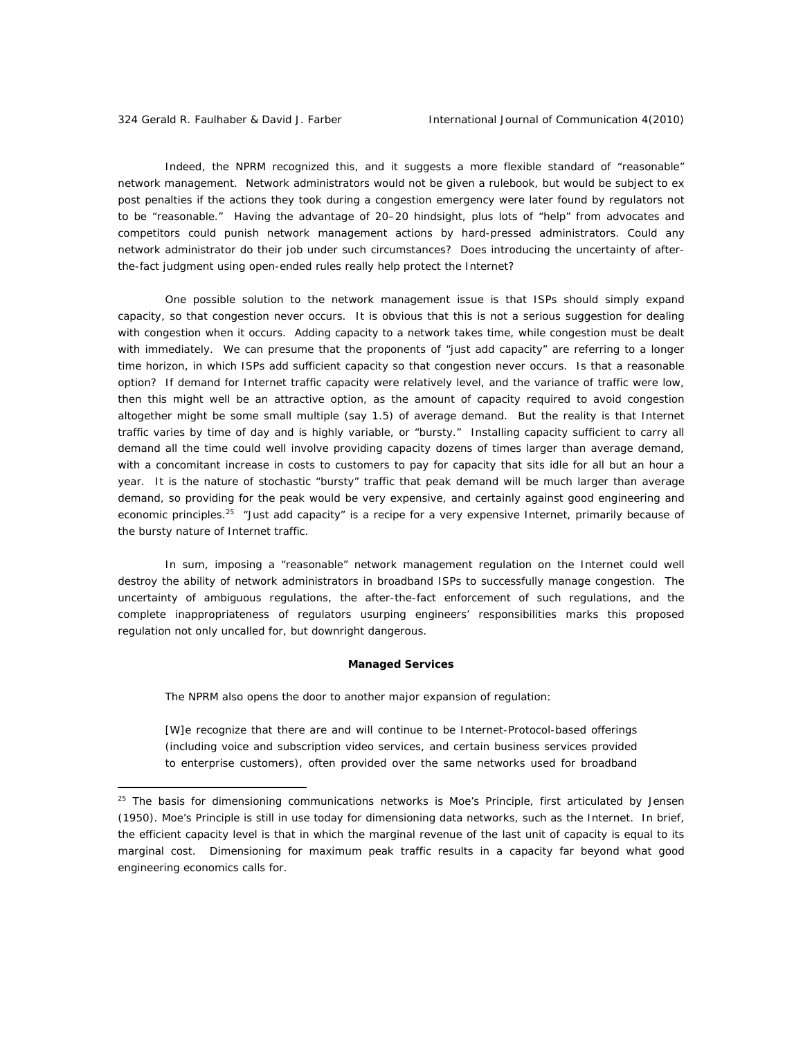Indeed, the NPRM recognized this, and it suggests a more flexible standard of "reasonable" network management. Network administrators would not be given a rulebook, but would be subject to ex post penalties if the actions they took during a congestion emergency were later found by regulators not to be "reasonable." Having the advantage of 20–20 hindsight, plus lots of "help" from advocates and competitors could punish network management actions by hard-pressed administrators. Could any network administrator do their job under such circumstances? Does introducing the uncertainty of after-the-fact judgment using open-ended rules really help protect the Internet?

One possible solution to the network management issue is that ISPs should simply expand capacity, so that congestion never occurs. It is obvious that this is not a serious suggestion for dealing with congestion when it occurs. Adding capacity to a network takes time, while congestion must be dealt with immediately. We can presume that the proponents of "just add capacity" are referring to a longer time horizon, in which ISPs add sufficient capacity so that congestion never occurs. Is that a reasonable option? If demand for Internet traffic capacity were relatively level, and the variance of traffic were low, then this might well be an attractive option, as the amount of capacity required to avoid congestion altogether might be some small multiple (say 1.5) of average demand. But the reality is that Internet traffic varies by time of day and is highly variable, or "bursty." Installing capacity sufficient to carry all demand all the time could well involve providing capacity dozens of times larger than average demand, with a concomitant increase in costs to customers to pay for capacity that sits idle for all but an hour a year. It is the nature of stochastic "bursty" traffic that peak demand will be much larger than average demand, so providing for the peak would be very expensive, and certainly against good engineering and economic principles.[25] "Just add capacity" is a recipe for a very expensive Internet, primarily because of the bursty nature of Internet traffic.

In sum, imposing a "reasonable" network management regulation on the Internet could well destroy the ability of network administrators in broadband ISPs to successfully manage congestion. The uncertainty of ambiguous regulations, the after-the-fact enforcement of such regulations, and the complete inappropriateness of regulators usurping engineers' responsibilities marks this proposed regulation not only uncalled for, but downright dangerous.

**Managed Services**

The NPRM also opens the door to another major expansion of regulation:

> [W]e recognize that there are and will continue to be Internet-Protocol-based offerings (including voice and subscription video services, and certain business services provided to enterprise customers), often provided over the same networks used for broadband

---

[25] The basis for dimensioning communications networks is Moe's Principle, first articulated by Jensen (1950). Moe's Principle is still in use today for dimensioning data networks, such as the Internet. In brief, the efficient capacity level is that in which the marginal revenue of the last unit of capacity is equal to its marginal cost. Dimensioning for maximum peak traffic results in a capacity far beyond what good engineering economics calls for.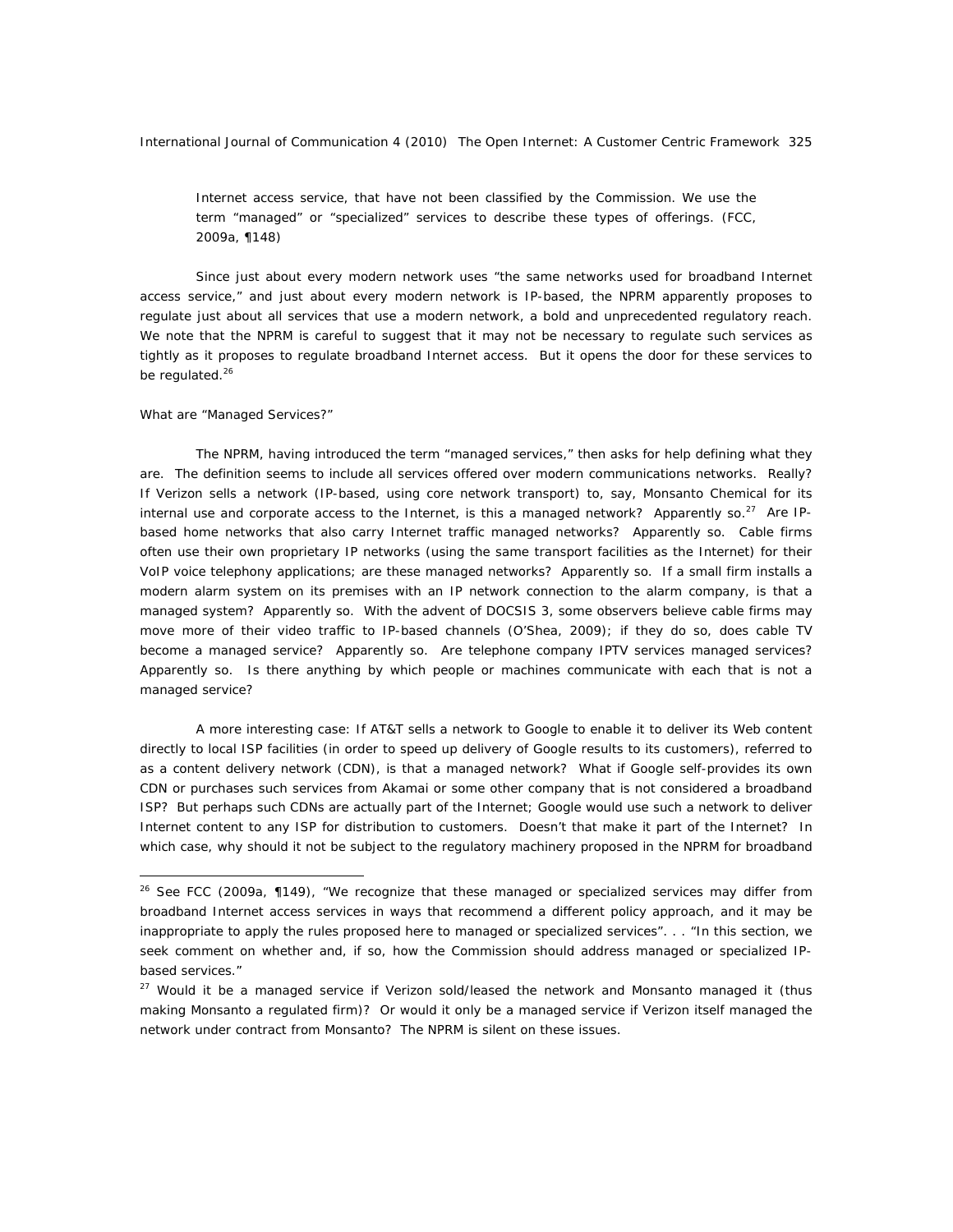> Internet access service, that have not been classified by the Commission. We use the term "managed" or "specialized" services to describe these types of offerings. (FCC, 2009a, ¶148)

Since just about every modern network uses "the same networks used for broadband Internet access service," and just about every modern network is IP-based, the NPRM apparently proposes to regulate just about all services that use a modern network, a bold and unprecedented regulatory reach. We note that the NPRM is careful to suggest that it may not be necessary to regulate such services as tightly as it proposes to regulate broadband Internet access. But it opens the door for these services to be regulated.[26]

*What are "Managed Services?"*

The NPRM, having introduced the term "managed services," then asks for help defining what they are. The definition seems to include all services offered over modern communications networks. Really? If Verizon sells a network (IP-based, using core network transport) to, say, Monsanto Chemical for its internal use and corporate access to the Internet, is this a managed network? Apparently so.[27] Are IP-based home networks that also carry Internet traffic managed networks? Apparently so. Cable firms often use their own proprietary IP networks (using the same transport facilities as the Internet) for their VoIP voice telephony applications; are these managed networks? Apparently so. If a small firm installs a modern alarm system on its premises with an IP network connection to the alarm company, is that a managed system? Apparently so. With the advent of DOCSIS 3, some observers believe cable firms may move more of their video traffic to IP-based channels (O'Shea, 2009); if they do so, does cable TV become a managed service? Apparently so. Are telephone company IPTV services managed services? Apparently so. Is there anything by which people or machines communicate with each that is not a managed service?

A more interesting case: If AT&T sells a network to Google to enable it to deliver its Web content directly to local ISP facilities (in order to speed up delivery of Google results to its customers), referred to as a content delivery network (CDN), is that a managed network? What if Google self-provides its own CDN or purchases such services from Akamai or some other company that is not considered a broadband ISP? But perhaps such CDNs are actually part of the Internet; Google would use such a network to deliver Internet content to any ISP for distribution to customers. Doesn't that make it part of the Internet? In which case, why should it not be subject to the regulatory machinery proposed in the NPRM for broadband

---

[26] See FCC (2009a, ¶149), "We recognize that these managed or specialized services may differ from broadband Internet access services in ways that recommend a different policy approach, and it may be inappropriate to apply the rules proposed here to managed or specialized services". . . "In this section, we seek comment on whether and, if so, how the Commission should address managed or specialized IP-based services."

[27] Would it be a managed service if Verizon sold/leased the network and Monsanto managed it (thus making Monsanto a regulated firm)? Or would it only be a managed service if Verizon itself managed the network under contract from Monsanto? The NPRM is silent on these issues.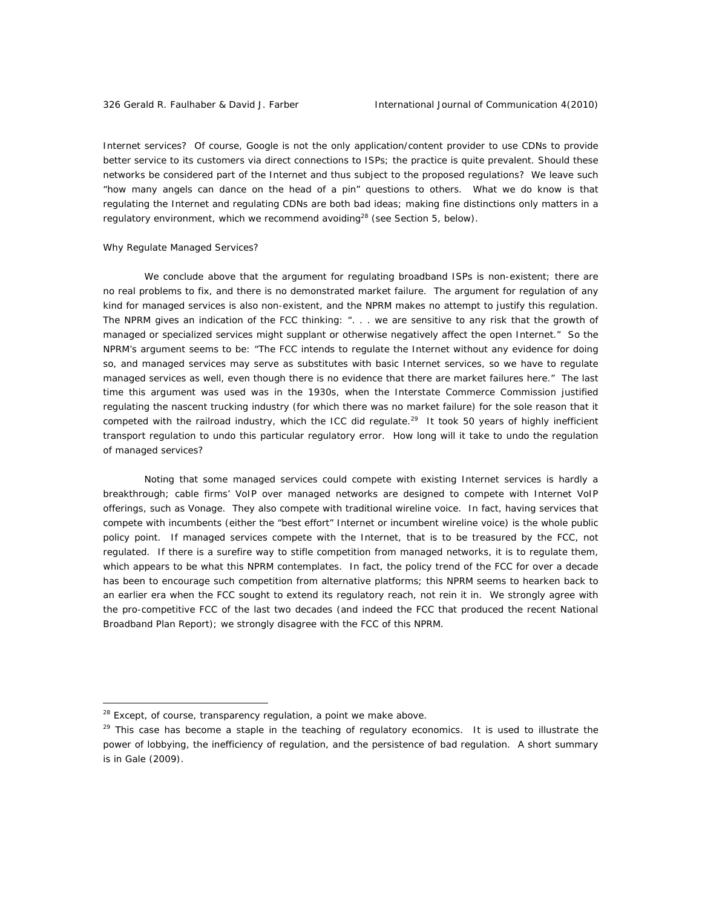Internet services? Of course, Google is not the only application/content provider to use CDNs to provide better service to its customers via direct connections to ISPs; the practice is quite prevalent. Should these networks be considered part of the Internet and thus subject to the proposed regulations? We leave such "how many angels can dance on the head of a pin" questions to others. What we do know is that regulating the Internet and regulating CDNs are both bad ideas; making fine distinctions only matters in a regulatory environment, which we recommend avoiding[28] (see Section 5, below).

### Why Regulate Managed Services?

We conclude above that the argument for regulating broadband ISPs is non-existent; there are no real problems to fix, and there is no demonstrated market failure. The argument for regulation of any kind for managed services is also non-existent, and the NPRM makes no attempt to justify this regulation. The NPRM gives an indication of the FCC thinking: ". . . we are sensitive to any risk that the growth of managed or specialized services might supplant or otherwise negatively affect the open Internet." So the NPRM's argument seems to be: "The FCC intends to regulate the Internet without any evidence for doing so, and managed services may serve as substitutes with basic Internet services, so we have to regulate managed services as well, even though there is no evidence that there are market failures here." The last time this argument was used was in the 1930s, when the Interstate Commerce Commission justified regulating the nascent trucking industry (for which there was no market failure) for the sole reason that it competed with the railroad industry, which the ICC did regulate.[29] It took 50 years of highly inefficient transport regulation to undo this particular regulatory error. How long will it take to undo the regulation of managed services?

Noting that some managed services could compete with existing Internet services is hardly a breakthrough; cable firms' VoIP over managed networks are designed to compete with Internet VoIP offerings, such as Vonage. They also compete with traditional wireline voice. In fact, having services that compete with incumbents (either the "best effort" Internet or incumbent wireline voice) is the whole public policy point. If managed services compete with the Internet, that is to be treasured by the FCC, not regulated. If there is a surefire way to stifle competition from managed networks, it is to regulate them, which appears to be what this NPRM contemplates. In fact, the policy trend of the FCC for over a decade has been to encourage such competition from alternative platforms; this NPRM seems to hearken back to an earlier era when the FCC sought to extend its regulatory reach, not rein it in. We strongly agree with the pro-competitive FCC of the last two decades (and indeed the FCC that produced the recent National Broadband Plan Report); we strongly disagree with the FCC of this NPRM.

---

[28] Except, of course, transparency regulation, a point we make above.

[29] This case has become a staple in the teaching of regulatory economics. It is used to illustrate the power of lobbying, the inefficiency of regulation, and the persistence of bad regulation. A short summary is in Gale (2009).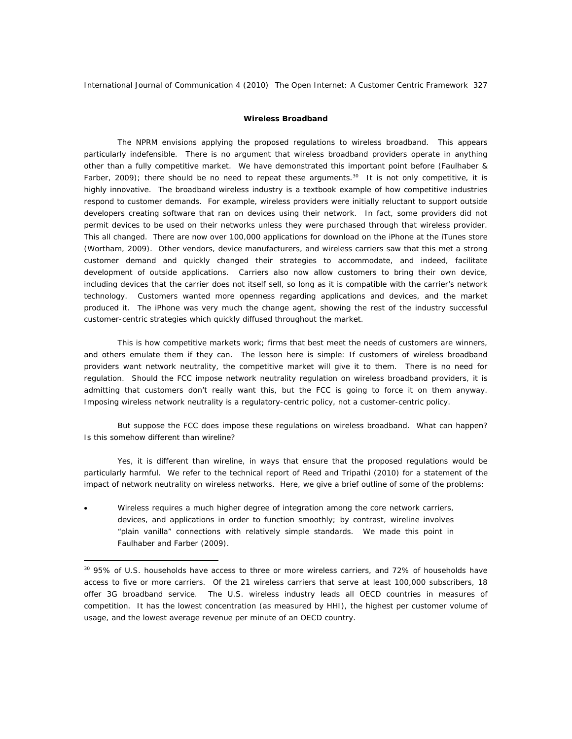### Wireless Broadband

The NPRM envisions applying the proposed regulations to wireless broadband. This appears particularly indefensible. There is no argument that wireless broadband providers operate in anything other than a fully competitive market. We have demonstrated this important point before (Faulhaber & Farber, 2009); there should be no need to repeat these arguments.[30] It is not only competitive, it is highly innovative. The broadband wireless industry is a textbook example of how competitive industries respond to customer demands. For example, wireless providers were initially reluctant to support outside developers creating software that ran on devices using their network. In fact, some providers did not permit devices to be used on their networks unless they were purchased through that wireless provider. This all changed. There are now over 100,000 applications for download on the iPhone at the iTunes store (Wortham, 2009). Other vendors, device manufacturers, and wireless carriers saw that this met a strong customer demand and quickly changed their strategies to accommodate, and indeed, facilitate development of outside applications. Carriers also now allow customers to bring their own device, including devices that the carrier does not itself sell, so long as it is compatible with the carrier's network technology. Customers wanted more openness regarding applications and devices, and the market produced it. The iPhone was very much the change agent, showing the rest of the industry successful customer-centric strategies which quickly diffused throughout the market.

This is how competitive markets work; firms that best meet the needs of customers are winners, and others emulate them if they can. The lesson here is simple: If customers of wireless broadband providers want network neutrality, the competitive market will give it to them. There is no need for regulation. Should the FCC impose network neutrality regulation on wireless broadband providers, it is admitting that customers don't really want this, but the FCC is going to force it on them anyway. Imposing wireless network neutrality is a regulatory-centric policy, not a customer-centric policy.

But suppose the FCC does impose these regulations on wireless broadband. What can happen? Is this somehow different than wireline?

Yes, it is different than wireline, in ways that ensure that the proposed regulations would be particularly harmful. We refer to the technical report of Reed and Tripathi (2010) for a statement of the impact of network neutrality on wireless networks. Here, we give a brief outline of some of the problems:

- Wireless requires a much higher degree of integration among the core network carriers, devices, and applications in order to function smoothly; by contrast, wireline involves "plain vanilla" connections with relatively simple standards. We made this point in Faulhaber and Farber (2009).

---

[30] 95% of U.S. households have access to three or more wireless carriers, and 72% of households have access to five or more carriers. Of the 21 wireless carriers that serve at least 100,000 subscribers, 18 offer 3G broadband service. The U.S. wireless industry leads all OECD countries in measures of competition. It has the lowest concentration (as measured by HHI), the highest per customer volume of usage, and the lowest average revenue per minute of an OECD country.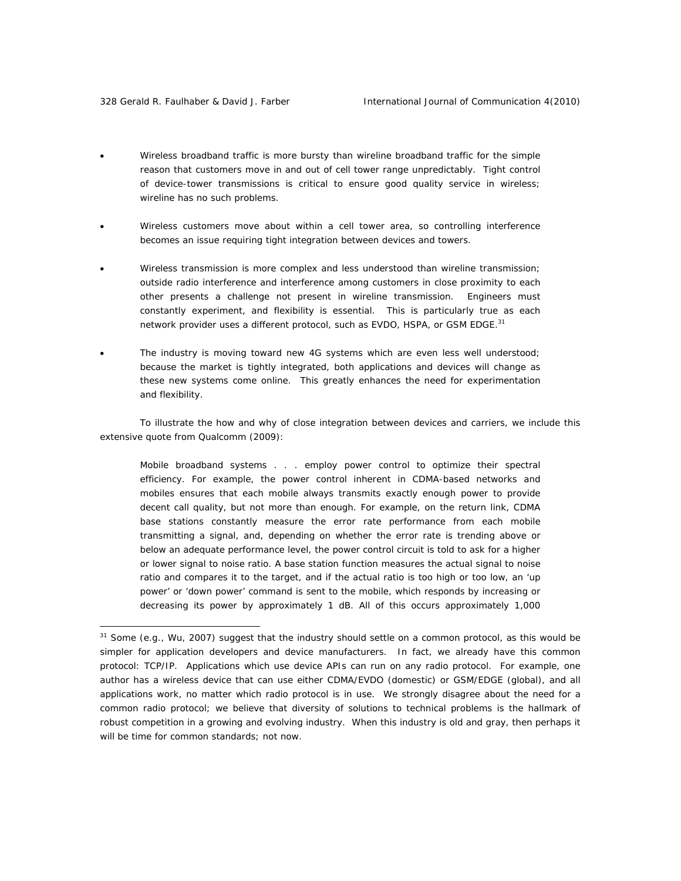- Wireless broadband traffic is more bursty than wireline broadband traffic for the simple reason that customers move in and out of cell tower range unpredictably. Tight control of device-tower transmissions is critical to ensure good quality service in wireless; wireline has no such problems.

- Wireless customers move about within a cell tower area, so controlling interference becomes an issue requiring tight integration between devices and towers.

- Wireless transmission is more complex and less understood than wireline transmission; outside radio interference and interference among customers in close proximity to each other presents a challenge not present in wireline transmission. Engineers must constantly experiment, and flexibility is essential. This is particularly true as each network provider uses a different protocol, such as EVDO, HSPA, or GSM EDGE.[31]

- The industry is moving toward new 4G systems which are even less well understood; because the market is tightly integrated, both applications and devices will change as these new systems come online. This greatly enhances the need for experimentation and flexibility.

To illustrate the how and why of close integration between devices and carriers, we include this extensive quote from Qualcomm (2009):

> Mobile broadband systems . . . employ power control to optimize their spectral efficiency. For example, the power control inherent in CDMA-based networks and mobiles ensures that each mobile always transmits exactly enough power to provide decent call quality, but not more than enough. For example, on the return link, CDMA base stations constantly measure the error rate performance from each mobile transmitting a signal, and, depending on whether the error rate is trending above or below an adequate performance level, the power control circuit is told to ask for a higher or lower signal to noise ratio. A base station function measures the actual signal to noise ratio and compares it to the target, and if the actual ratio is too high or too low, an 'up power' or 'down power' command is sent to the mobile, which responds by increasing or decreasing its power by approximately 1 dB. All of this occurs approximately 1,000

---

[31] Some (e.g., Wu, 2007) suggest that the industry should settle on a common protocol, as this would be simpler for application developers and device manufacturers. In fact, we already have this common protocol: TCP/IP. Applications which use device APIs can run on any radio protocol. For example, one author has a wireless device that can use either CDMA/EVDO (domestic) or GSM/EDGE (global), and all applications work, no matter which radio protocol is in use. We strongly disagree about the need for a common radio protocol; we believe that diversity of solutions to technical problems is the hallmark of robust competition in a growing and evolving industry. When this industry is old and gray, then perhaps it will be time for common standards; not now.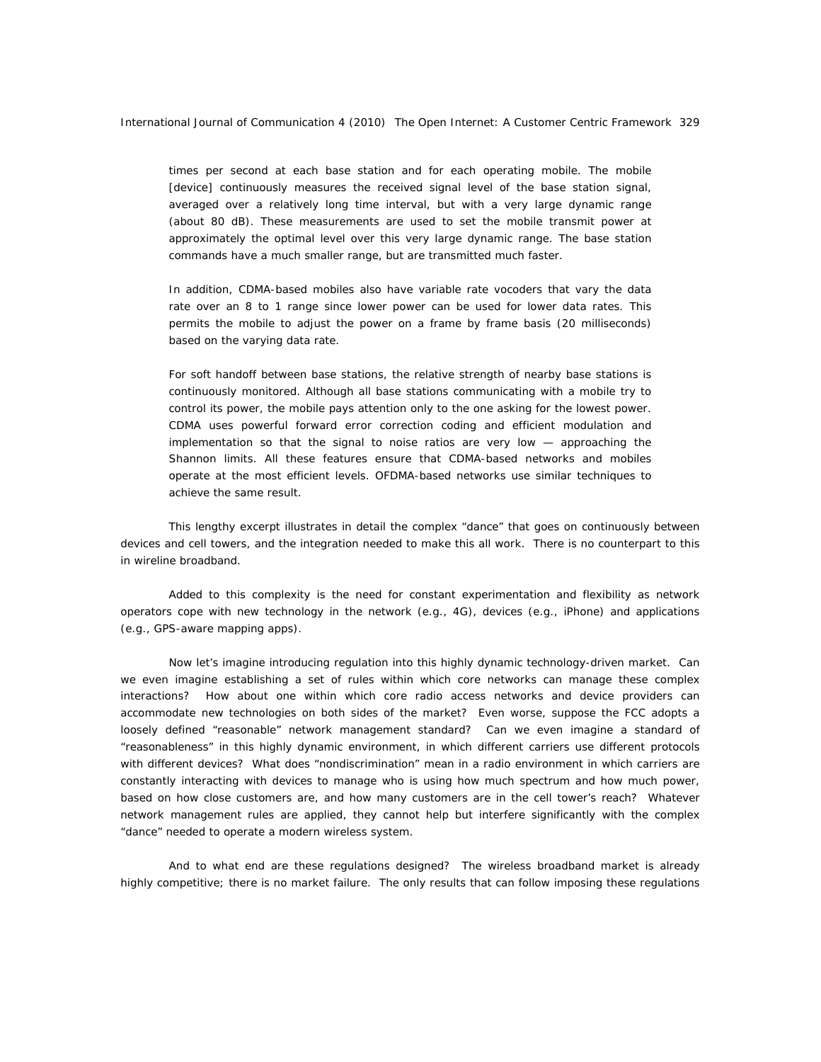> times per second at each base station and for each operating mobile. The mobile [device] continuously measures the received signal level of the base station signal, averaged over a relatively long time interval, but with a very large dynamic range (about 80 dB). These measurements are used to set the mobile transmit power at approximately the optimal level over this very large dynamic range. The base station commands have a much smaller range, but are transmitted much faster.
>
> In addition, CDMA-based mobiles also have variable rate vocoders that vary the data rate over an 8 to 1 range since lower power can be used for lower data rates. This permits the mobile to adjust the power on a frame by frame basis (20 milliseconds) based on the varying data rate.
>
> For soft handoff between base stations, the relative strength of nearby base stations is continuously monitored. Although all base stations communicating with a mobile try to control its power, the mobile pays attention only to the one asking for the lowest power. CDMA uses powerful forward error correction coding and efficient modulation and implementation so that the signal to noise ratios are very low — approaching the Shannon limits. All these features ensure that CDMA-based networks and mobiles operate at the most efficient levels. OFDMA-based networks use similar techniques to achieve the same result.

This lengthy excerpt illustrates in detail the complex "dance" that goes on continuously between devices and cell towers, and the integration needed to make this all work. There is no counterpart to this in wireline broadband.

Added to this complexity is the need for constant experimentation and flexibility as network operators cope with new technology in the network (e.g., 4G), devices (e.g., iPhone) and applications (e.g., GPS-aware mapping apps).

Now let's imagine introducing regulation into this highly dynamic technology-driven market. Can we even imagine establishing a set of rules within which core networks can manage these complex interactions? How about one within which core radio access networks and device providers can accommodate new technologies on both sides of the market? Even worse, suppose the FCC adopts a loosely defined "reasonable" network management standard? Can we even imagine a standard of "reasonableness" in this highly dynamic environment, in which different carriers use different protocols with different devices? What does "nondiscrimination" mean in a radio environment in which carriers are constantly interacting with devices to manage who is using how much spectrum and how much power, based on how close customers are, and how many customers are in the cell tower's reach? Whatever network management rules are applied, they cannot help but interfere significantly with the complex "dance" needed to operate a modern wireless system.

And to what end are these regulations designed? The wireless broadband market is already highly competitive; there is no market failure. The only results that can follow imposing these regulations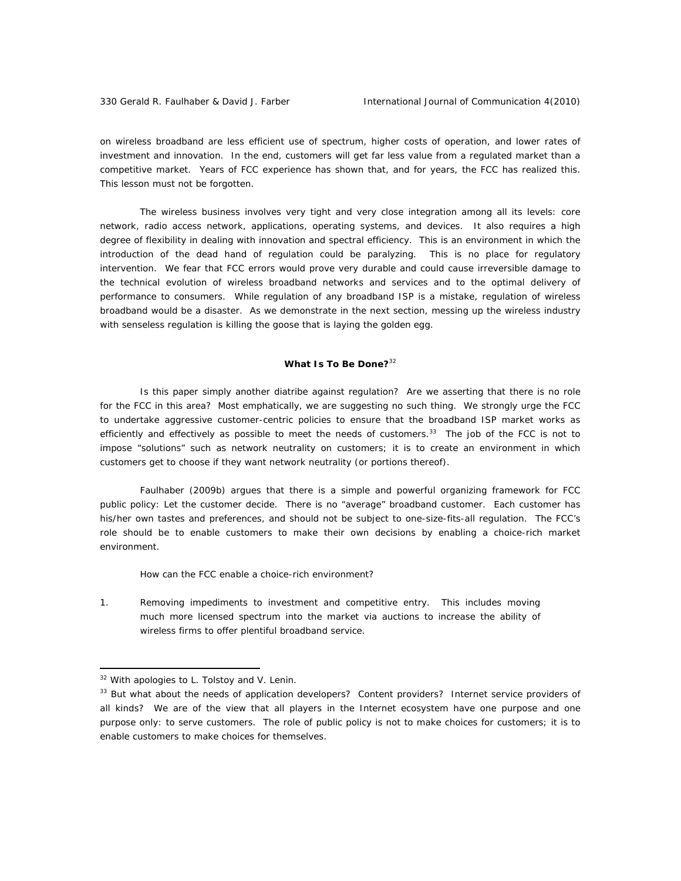on wireless broadband are less efficient use of spectrum, higher costs of operation, and lower rates of investment and innovation. In the end, customers will get far less value from a regulated market than a competitive market. Years of FCC experience has shown that, and for years, the FCC has realized this. This lesson must not be forgotten.

The wireless business involves very tight and very close integration among all its levels: core network, radio access network, applications, operating systems, and devices. It also requires a high degree of flexibility in dealing with innovation and spectral efficiency. This is an environment in which the introduction of the dead hand of regulation could be paralyzing. This is no place for regulatory intervention. We fear that FCC errors would prove very durable and could cause irreversible damage to the technical evolution of wireless broadband networks and services and to the optimal delivery of performance to consumers. While regulation of any broadband ISP is a mistake, regulation of wireless broadband would be a disaster. As we demonstrate in the next section, messing up the wireless industry with senseless regulation is killing the goose that is laying the golden egg.

## What Is To Be Done?[32]

Is this paper simply another diatribe against regulation? Are we asserting that there is no role for the FCC in this area? Most emphatically, we are suggesting no such thing. We strongly urge the FCC to undertake aggressive customer-centric policies to ensure that the broadband ISP market works as efficiently and effectively as possible to meet the needs of customers.[33] The job of the FCC is not to impose "solutions" such as network neutrality on customers; it is to create an environment in which customers get to choose if they want network neutrality (or portions thereof).

Faulhaber (2009b) argues that there is a simple and powerful organizing framework for FCC public policy: Let the customer decide. There is no "average" broadband customer. Each customer has his/her own tastes and preferences, and should not be subject to one-size-fits-all regulation. The FCC's role should be to enable customers to make their own decisions by enabling a choice-rich market environment.

How can the FCC enable a choice-rich environment?

1. Removing impediments to investment and competitive entry. This includes moving much more licensed spectrum into the market via auctions to increase the ability of wireless firms to offer plentiful broadband service.

---

[32] With apologies to L. Tolstoy and V. Lenin.

[33] But what about the needs of application developers? Content providers? Internet service providers of all kinds? We are of the view that all players in the Internet ecosystem have one purpose and one purpose only: to serve customers. The role of public policy is not to make choices for customers; it is to enable customers to make choices for themselves.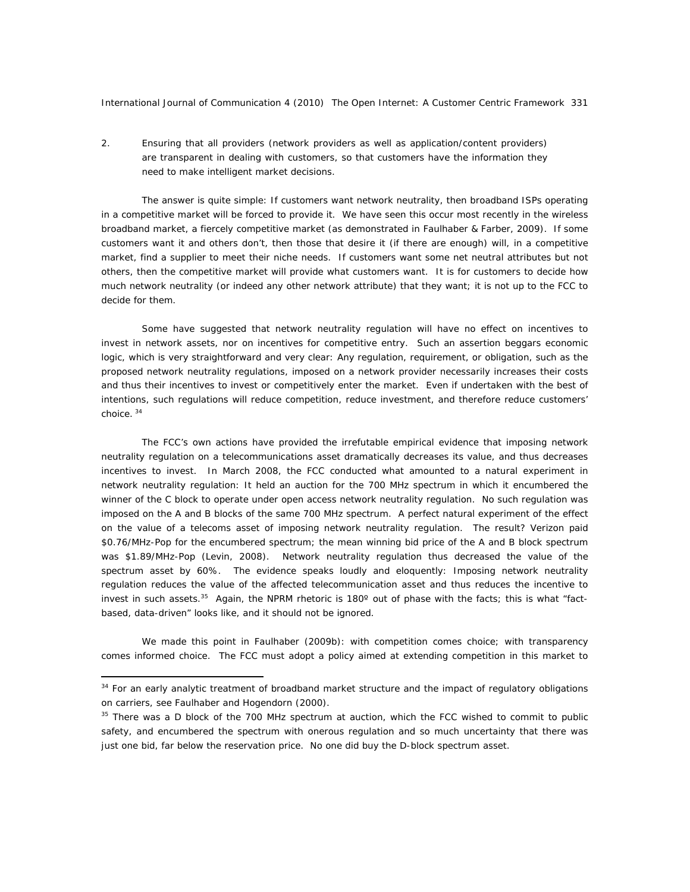2. Ensuring that all providers (network providers as well as application/content providers) are transparent in dealing with customers, so that customers have the information they need to make intelligent market decisions.

The answer is quite simple: If customers want network neutrality, then broadband ISPs operating in a competitive market will be forced to provide it. We have seen this occur most recently in the wireless broadband market, a fiercely competitive market (as demonstrated in Faulhaber & Farber, 2009). If some customers want it and others don't, then those that desire it (if there are enough) will, in a competitive market, find a supplier to meet their niche needs. If customers want some net neutral attributes but not others, then the competitive market will provide what customers want. It is for customers to decide how much network neutrality (or indeed any other network attribute) that they want; it is not up to the FCC to decide for them.

Some have suggested that network neutrality regulation will have no effect on incentives to invest in network assets, nor on incentives for competitive entry. Such an assertion beggars economic logic, which is very straightforward and very clear: Any regulation, requirement, or obligation, such as the proposed network neutrality regulations, imposed on a network provider necessarily increases their costs and thus their incentives to invest or competitively enter the market. Even if undertaken with the best of intentions, such regulations will reduce competition, reduce investment, and therefore reduce customers' choice. [34]

The FCC's own actions have provided the irrefutable empirical evidence that imposing network neutrality regulation on a telecommunications asset dramatically decreases its value, and thus decreases incentives to invest. In March 2008, the FCC conducted what amounted to a natural experiment in network neutrality regulation: It held an auction for the 700 MHz spectrum in which it encumbered the winner of the C block to operate under open access network neutrality regulation. No such regulation was imposed on the A and B blocks of the same 700 MHz spectrum. A perfect natural experiment of the effect on the value of a telecoms asset of imposing network neutrality regulation. The result? Verizon paid $0.76/MHz-Pop for the encumbered spectrum; the mean winning bid price of the A and B block spectrum was $1.89/MHz-Pop (Levin, 2008). Network neutrality regulation thus decreased the value of the spectrum asset by 60%. The evidence speaks loudly and eloquently: Imposing network neutrality regulation reduces the value of the affected telecommunication asset and thus reduces the incentive to invest in such assets.[35] Again, the NPRM rhetoric is 180º out of phase with the facts; this is what "fact-based, data-driven" looks like, and it should not be ignored.

We made this point in Faulhaber (2009b): with competition comes choice; with transparency comes informed choice. The FCC must adopt a policy aimed at extending competition in this market to

[34] For an early analytic treatment of broadband market structure and the impact of regulatory obligations on carriers, see Faulhaber and Hogendorn (2000).

[35] There was a D block of the 700 MHz spectrum at auction, which the FCC wished to commit to public safety, and encumbered the spectrum with onerous regulation and so much uncertainty that there was just one bid, far below the reservation price. No one did buy the D-block spectrum asset.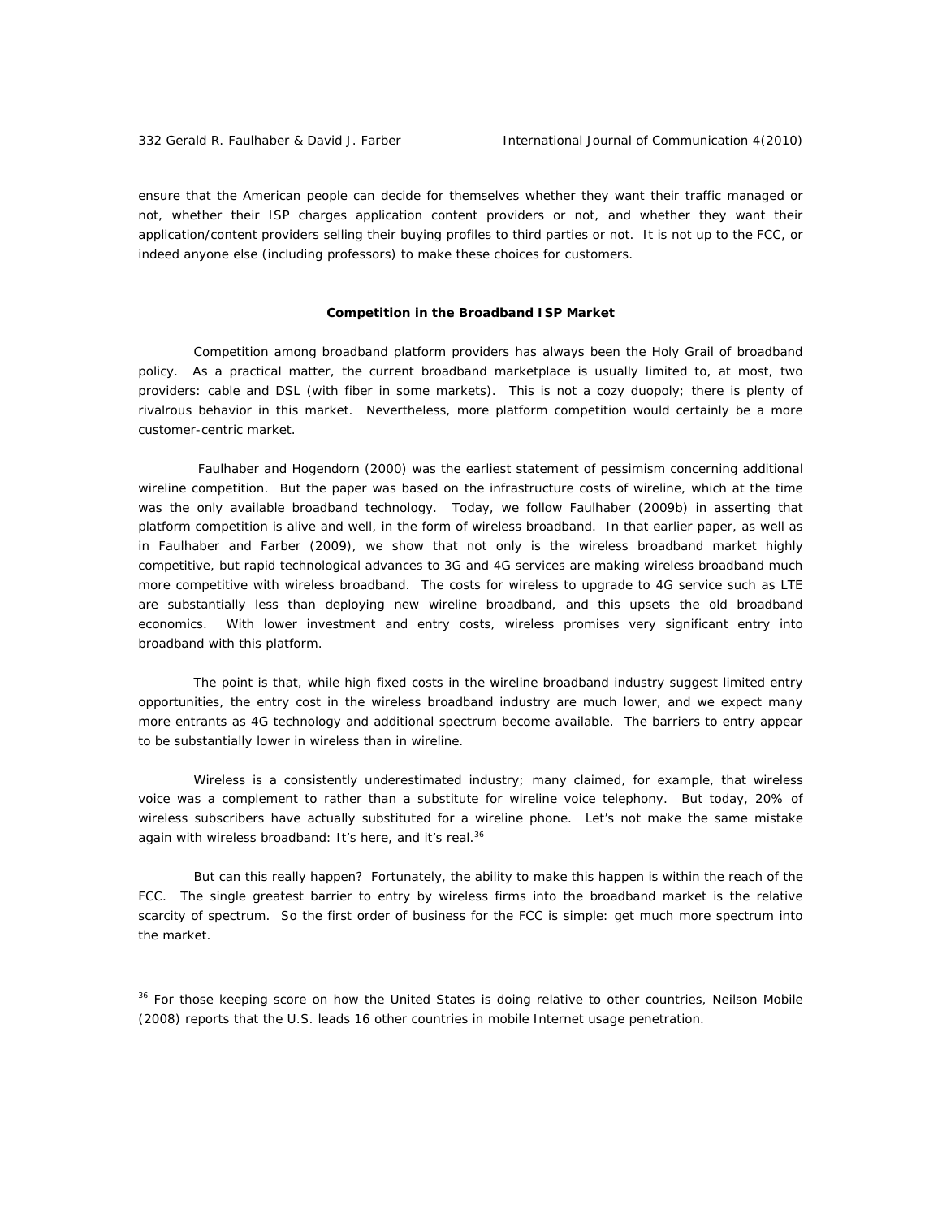ensure that the American people can decide for themselves whether they want their traffic managed or not, whether their ISP charges application content providers or not, and whether they want their application/content providers selling their buying profiles to third parties or not. It is not up to the FCC, or indeed anyone else (including professors) to make these choices for customers.

### Competition in the Broadband ISP Market

Competition among broadband platform providers has always been the Holy Grail of broadband policy. As a practical matter, the current broadband marketplace is usually limited to, at most, two providers: cable and DSL (with fiber in some markets). This is not a cozy duopoly; there is plenty of rivalrous behavior in this market. Nevertheless, more platform competition would certainly be a more customer-centric market.

Faulhaber and Hogendorn (2000) was the earliest statement of pessimism concerning additional wireline competition. But the paper was based on the infrastructure costs of wireline, which at the time was the only available broadband technology. Today, we follow Faulhaber (2009b) in asserting that platform competition is alive and well, in the form of wireless broadband. In that earlier paper, as well as in Faulhaber and Farber (2009), we show that not only is the wireless broadband market highly competitive, but rapid technological advances to 3G and 4G services are making wireless broadband much more competitive with wireless broadband. The costs for wireless to upgrade to 4G service such as LTE are substantially less than deploying new wireline broadband, and this upsets the old broadband economics. With lower investment and entry costs, wireless promises very significant entry into broadband with this platform.

The point is that, while high fixed costs in the wireline broadband industry suggest limited entry opportunities, the entry cost in the wireless broadband industry are much lower, and we expect many more entrants as 4G technology and additional spectrum become available. The barriers to entry appear to be substantially lower in wireless than in wireline.

Wireless is a consistently underestimated industry; many claimed, for example, that wireless voice was a complement to rather than a substitute for wireline voice telephony. But today, 20% of wireless subscribers have actually substituted for a wireline phone. Let's not make the same mistake again with wireless broadband: It's here, and it's real.[36]

But can this really happen? Fortunately, the ability to make this happen is within the reach of the FCC. The single greatest barrier to entry by wireless firms into the broadband market is the relative scarcity of spectrum. So the first order of business for the FCC is simple: get much more spectrum into the market.

---

[36] For those keeping score on how the United States is doing relative to other countries, Neilson Mobile (2008) reports that the U.S. leads 16 other countries in mobile Internet usage penetration.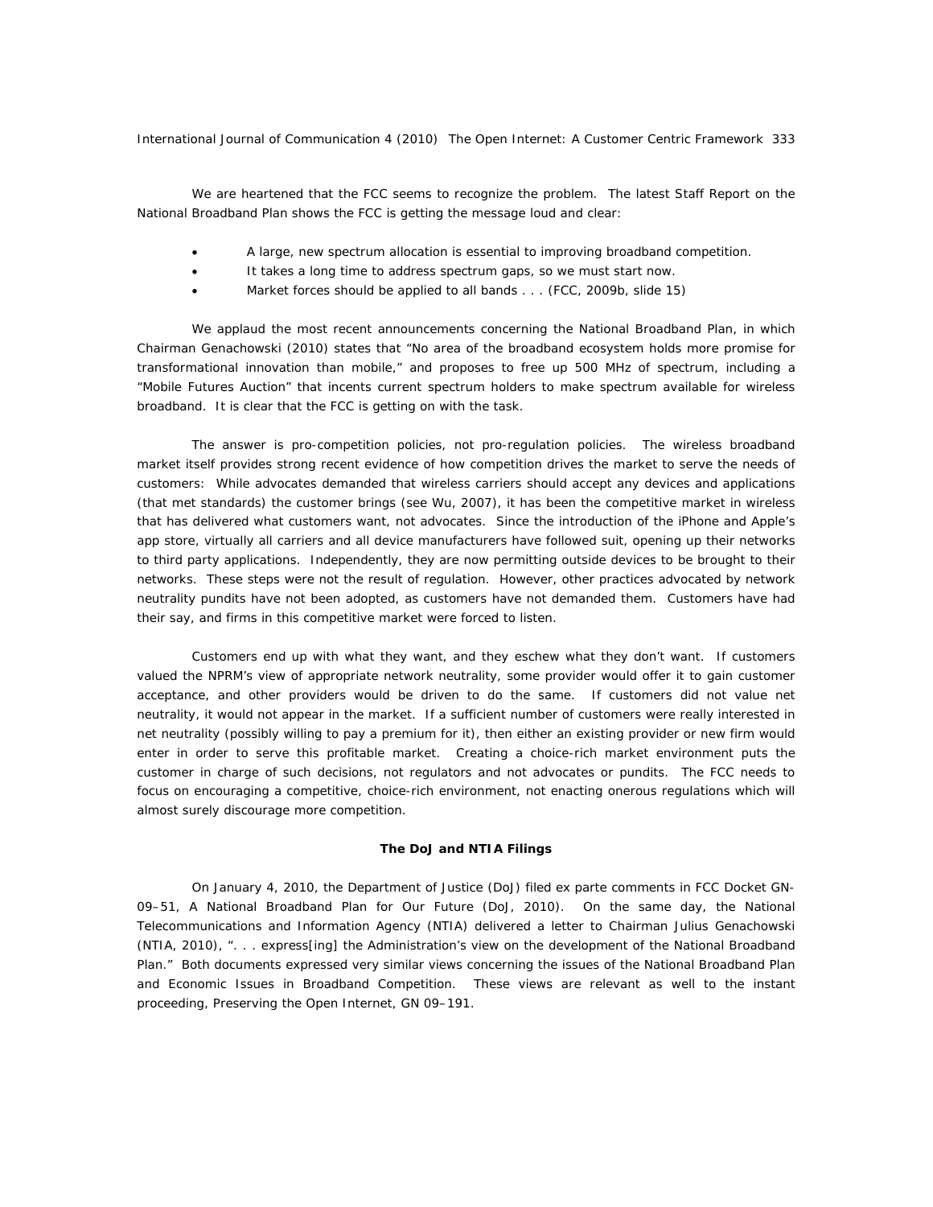We are heartened that the FCC seems to recognize the problem. The latest Staff Report on the National Broadband Plan shows the FCC is getting the message loud and clear:

- A large, new spectrum allocation is essential to improving broadband competition.
- It takes a long time to address spectrum gaps, so we must start now.
- Market forces should be applied to all bands . . . (FCC, 2009b, slide 15)

We applaud the most recent announcements concerning the National Broadband Plan, in which Chairman Genachowski (2010) states that "No area of the broadband ecosystem holds more promise for transformational innovation than mobile," and proposes to free up 500 MHz of spectrum, including a "Mobile Futures Auction" that incents current spectrum holders to make spectrum available for wireless broadband. It is clear that the FCC is getting on with the task.

The answer is pro-competition policies, not pro-regulation policies. The wireless broadband market itself provides strong recent evidence of how competition drives the market to serve the needs of customers: While advocates demanded that wireless carriers should accept any devices and applications (that met standards) the customer brings (see Wu, 2007), it has been the competitive market in wireless that has delivered what customers want, not advocates. Since the introduction of the iPhone and Apple's app store, virtually all carriers and all device manufacturers have followed suit, opening up their networks to third party applications. Independently, they are now permitting outside devices to be brought to their networks. These steps were not the result of regulation. However, other practices advocated by network neutrality pundits have not been adopted, as customers have not demanded them. Customers have had their say, and firms in this competitive market were forced to listen.

Customers end up with what they want, and they eschew what they don't want. If customers valued the NPRM's view of appropriate network neutrality, some provider would offer it to gain customer acceptance, and other providers would be driven to do the same. If customers did not value net neutrality, it would not appear in the market. If a sufficient number of customers were really interested in net neutrality (possibly willing to pay a premium for it), then either an existing provider or new firm would enter in order to serve this profitable market. Creating a choice-rich market environment puts the customer in charge of such decisions, not regulators and not advocates or pundits. The FCC needs to focus on encouraging a competitive, choice-rich environment, not enacting onerous regulations which will almost surely discourage more competition.

### The DoJ and NTIA Filings

On January 4, 2010, the Department of Justice (DoJ) filed ex parte comments in FCC Docket GN-09–51, A National Broadband Plan for Our Future (DoJ, 2010). On the same day, the National Telecommunications and Information Agency (NTIA) delivered a letter to Chairman Julius Genachowski (NTIA, 2010), ". . . express[ing] the Administration's view on the development of the National Broadband Plan." Both documents expressed very similar views concerning the issues of the National Broadband Plan and Economic Issues in Broadband Competition. These views are relevant as well to the instant proceeding, Preserving the Open Internet, GN 09–191.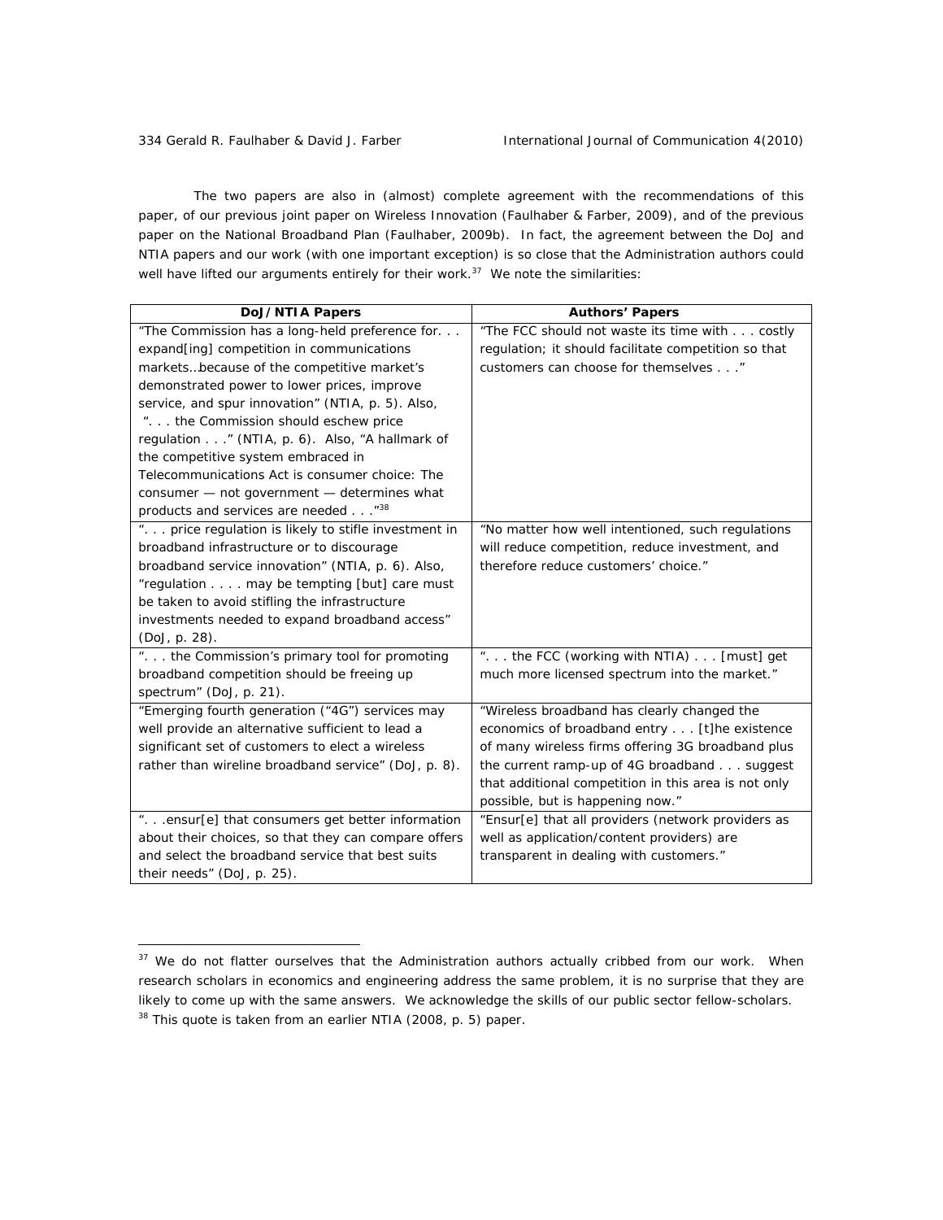The two papers are also in (almost) complete agreement with the recommendations of this paper, of our previous joint paper on Wireless Innovation (Faulhaber & Farber, 2009), and of the previous paper on the National Broadband Plan (Faulhaber, 2009b). In fact, the agreement between the DoJ and NTIA papers and our work (with one important exception) is so close that the Administration authors could well have lifted our arguments entirely for their work.[37] We note the similarities:

| DoJ/NTIA Papers | Authors' Papers |
| --- | --- |
| "The Commission has a long-held preference for. . . expand[ing] competition in communications markets…because of the competitive market's demonstrated power to lower prices, improve service, and spur innovation" (NTIA, p. 5). Also, ". . . the Commission should eschew price regulation . . ." (NTIA, p. 6). Also, "A hallmark of the competitive system embraced in Telecommunications Act is consumer choice: The consumer — not government — determines what products and services are needed . . ."[38] | "The FCC should not waste its time with . . . costly regulation; it should facilitate competition so that customers can choose for themselves . . ." |
| ". . . price regulation is likely to stifle investment in broadband infrastructure or to discourage broadband service innovation" (NTIA, p. 6). Also, "regulation . . . . may be tempting [but] care must be taken to avoid stifling the infrastructure investments needed to expand broadband access" (DoJ, p. 28). | "No matter how well intentioned, such regulations will reduce competition, reduce investment, and therefore reduce customers' choice." |
| ". . . the Commission's primary tool for promoting broadband competition should be freeing up spectrum" (DoJ, p. 21). | ". . . the FCC (working with NTIA) . . . [must] get much more licensed spectrum into the market." |
| "Emerging fourth generation ("4G") services may well provide an alternative sufficient to lead a significant set of customers to elect a wireless rather than wireline broadband service" (DoJ, p. 8). | "Wireless broadband has clearly changed the economics of broadband entry . . . [t]he existence of many wireless firms offering 3G broadband plus the current ramp-up of 4G broadband . . . suggest that additional competition in this area is not only possible, but is happening now." |
| ". . .ensur[e] that consumers get better information about their choices, so that they can compare offers and select the broadband service that best suits their needs" (DoJ, p. 25). | "Ensur[e] that all providers (network providers as well as application/content providers) are transparent in dealing with customers." |

[37] We do not flatter ourselves that the Administration authors actually cribbed from our work. When research scholars in economics and engineering address the same problem, it is no surprise that they are likely to come up with the same answers. We acknowledge the skills of our public sector fellow-scholars.

[38] This quote is taken from an earlier NTIA (2008, p. 5) paper.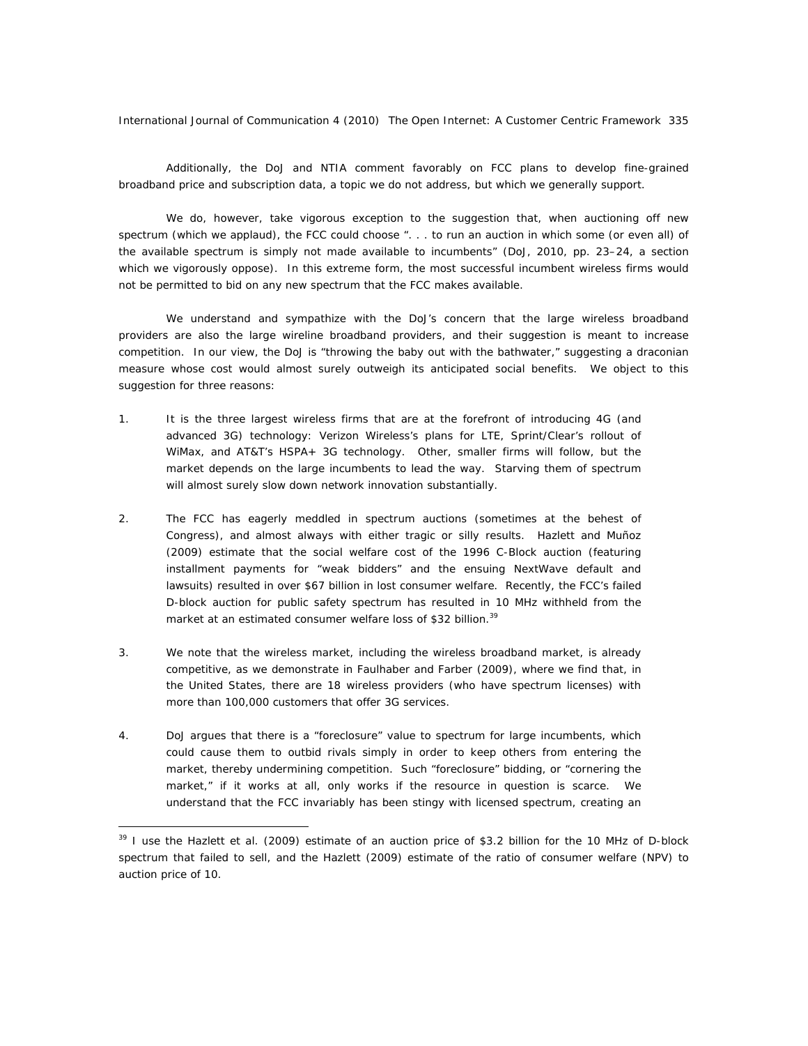Additionally, the DoJ and NTIA comment favorably on FCC plans to develop fine-grained broadband price and subscription data, a topic we do not address, but which we generally support.

We do, however, take vigorous exception to the suggestion that, when auctioning off new spectrum (which we applaud), the FCC could choose ". . . to run an auction in which some (or even all) of the available spectrum is simply not made available to incumbents" (DoJ, 2010, pp. 23–24, a section which we vigorously oppose). In this extreme form, the most successful incumbent wireless firms would not be permitted to bid on any new spectrum that the FCC makes available.

We understand and sympathize with the DoJ's concern that the large wireless broadband providers are also the large wireline broadband providers, and their suggestion is meant to increase competition. In our view, the DoJ is "throwing the baby out with the bathwater," suggesting a draconian measure whose cost would almost surely outweigh its anticipated social benefits. We object to this suggestion for three reasons:

1. It is the three largest wireless firms that are at the forefront of introducing 4G (and advanced 3G) technology: Verizon Wireless's plans for LTE, Sprint/Clear's rollout of WiMax, and AT&T's HSPA+ 3G technology. Other, smaller firms will follow, but the market depends on the large incumbents to lead the way. Starving them of spectrum will almost surely slow down network innovation substantially.

2. The FCC has eagerly meddled in spectrum auctions (sometimes at the behest of Congress), and almost always with either tragic or silly results. Hazlett and Muñoz (2009) estimate that the social welfare cost of the 1996 C-Block auction (featuring installment payments for "weak bidders" and the ensuing NextWave default and lawsuits) resulted in over $67 billion in lost consumer welfare. Recently, the FCC's failed D-block auction for public safety spectrum has resulted in 10 MHz withheld from the market at an estimated consumer welfare loss of $32 billion.[39]

3. We note that the wireless market, including the wireless broadband market, is already competitive, as we demonstrate in Faulhaber and Farber (2009), where we find that, in the United States, there are 18 wireless providers (who have spectrum licenses) with more than 100,000 customers that offer 3G services.

4. DoJ argues that there is a "foreclosure" value to spectrum for large incumbents, which could cause them to outbid rivals simply in order to keep others from entering the market, thereby undermining competition. Such "foreclosure" bidding, or "cornering the market," if it works at all, only works if the resource in question is scarce. We understand that the FCC invariably has been stingy with licensed spectrum, creating an

---

[39] I use the Hazlett et al. (2009) estimate of an auction price of $3.2 billion for the 10 MHz of D-block spectrum that failed to sell, and the Hazlett (2009) estimate of the ratio of consumer welfare (NPV) to auction price of 10.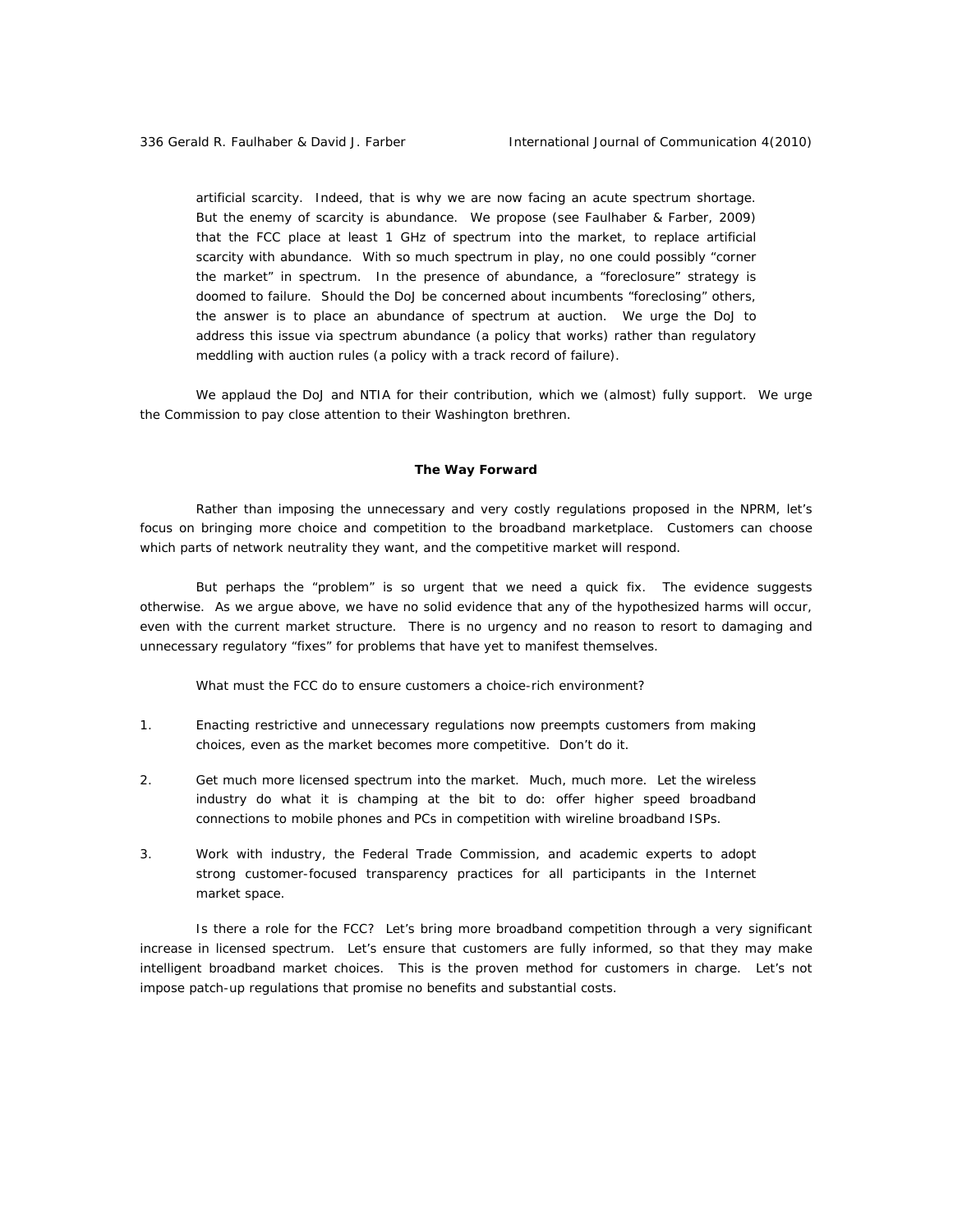> artificial scarcity. Indeed, that is why we are now facing an acute spectrum shortage. But the enemy of scarcity is abundance. We propose (see Faulhaber & Farber, 2009) that the FCC place at least 1 GHz of spectrum into the market, to replace artificial scarcity with abundance. With so much spectrum in play, no one could possibly "corner the market" in spectrum. In the presence of abundance, a "foreclosure" strategy is doomed to failure. Should the DoJ be concerned about incumbents "foreclosing" others, the answer is to place an abundance of spectrum at auction. We urge the DoJ to address this issue via spectrum abundance (a policy that works) rather than regulatory meddling with auction rules (a policy with a track record of failure).

We applaud the DoJ and NTIA for their contribution, which we (almost) fully support. We urge the Commission to pay close attention to their Washington brethren.

### The Way Forward

Rather than imposing the unnecessary and very costly regulations proposed in the NPRM, let's focus on bringing more choice and competition to the broadband marketplace. Customers can choose which parts of network neutrality they want, and the competitive market will respond.

But perhaps the "problem" is so urgent that we need a quick fix. The evidence suggests otherwise. As we argue above, we have no solid evidence that any of the hypothesized harms will occur, even with the current market structure. There is no urgency and no reason to resort to damaging and unnecessary regulatory "fixes" for problems that have yet to manifest themselves.

What must the FCC do to ensure customers a choice-rich environment?

1. Enacting restrictive and unnecessary regulations now preempts customers from making choices, even as the market becomes more competitive. Don't do it.
2. Get much more licensed spectrum into the market. Much, much more. Let the wireless industry do what it is champing at the bit to do: offer higher speed broadband connections to mobile phones and PCs in competition with wireline broadband ISPs.
3. Work with industry, the Federal Trade Commission, and academic experts to adopt strong customer-focused transparency practices for all participants in the Internet market space.

Is there a role for the FCC? Let's bring more broadband competition through a very significant increase in licensed spectrum. Let's ensure that customers are fully informed, so that they may make intelligent broadband market choices. This is the proven method for customers in charge. Let's not impose patch-up regulations that promise no benefits and substantial costs.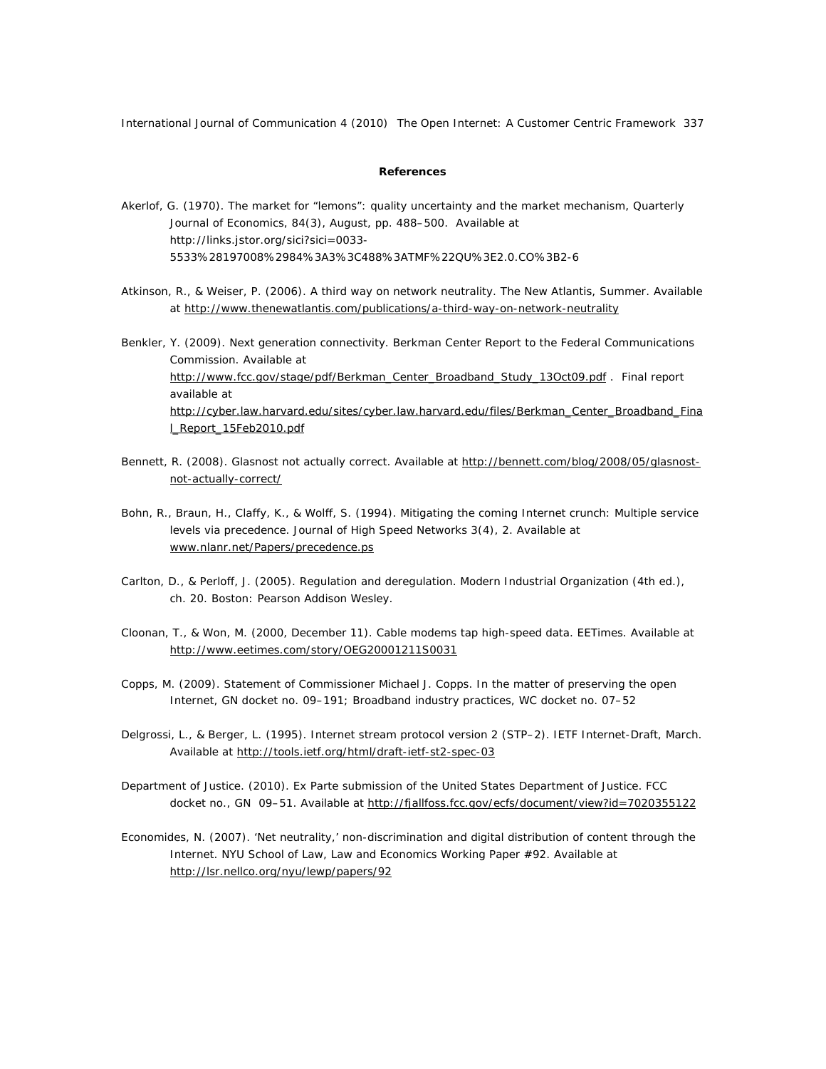**References**

Akerlof, G. (1970). The market for “lemons”: quality uncertainty and the market mechanism, Quarterly Journal of Economics, 84(3), August, pp. 488–500. Available at http://links.jstor.org/sici?sici=0033-5533%28197008%2984%3A3%3C488%3ATMF%22QU%3E2.0.CO%3B2-6

Atkinson, R., & Weiser, P. (2006). A third way on network neutrality. The New Atlantis, Summer. Available at http://www.thenewatlantis.com/publications/a-third-way-on-network-neutrality

Benkler, Y. (2009). Next generation connectivity. Berkman Center Report to the Federal Communications Commission. Available at http://www.fcc.gov/stage/pdf/Berkman_Center_Broadband_Study_13Oct09.pdf . Final report available at http://cyber.law.harvard.edu/sites/cyber.law.harvard.edu/files/Berkman_Center_Broadband_Final_Report_15Feb2010.pdf

Bennett, R. (2008). Glasnost not actually correct. Available at http://bennett.com/blog/2008/05/glasnost-not-actually-correct/

Bohn, R., Braun, H., Claffy, K., & Wolff, S. (1994). Mitigating the coming Internet crunch: Multiple service levels via precedence. Journal of High Speed Networks 3(4), 2. Available at www.nlanr.net/Papers/precedence.ps

Carlton, D., & Perloff, J. (2005). Regulation and deregulation. Modern Industrial Organization (4th ed.), ch. 20. Boston: Pearson Addison Wesley.

Cloonan, T., & Won, M. (2000, December 11). Cable modems tap high-speed data. EETimes. Available at http://www.eetimes.com/story/OEG20001211S0031

Copps, M. (2009). Statement of Commissioner Michael J. Copps. In the matter of preserving the open Internet, GN docket no. 09–191; Broadband industry practices, WC docket no. 07–52

Delgrossi, L., & Berger, L. (1995). Internet stream protocol version 2 (STP–2). IETF Internet-Draft, March. Available at http://tools.ietf.org/html/draft-ietf-st2-spec-03

Department of Justice. (2010). Ex Parte submission of the United States Department of Justice. FCC docket no., GN 09–51. Available at http://fjallfoss.fcc.gov/ecfs/document/view?id=7020355122

Economides, N. (2007). ‘Net neutrality,’ non-discrimination and digital distribution of content through the Internet. NYU School of Law, Law and Economics Working Paper #92. Available at http://lsr.nellco.org/nyu/lewp/papers/92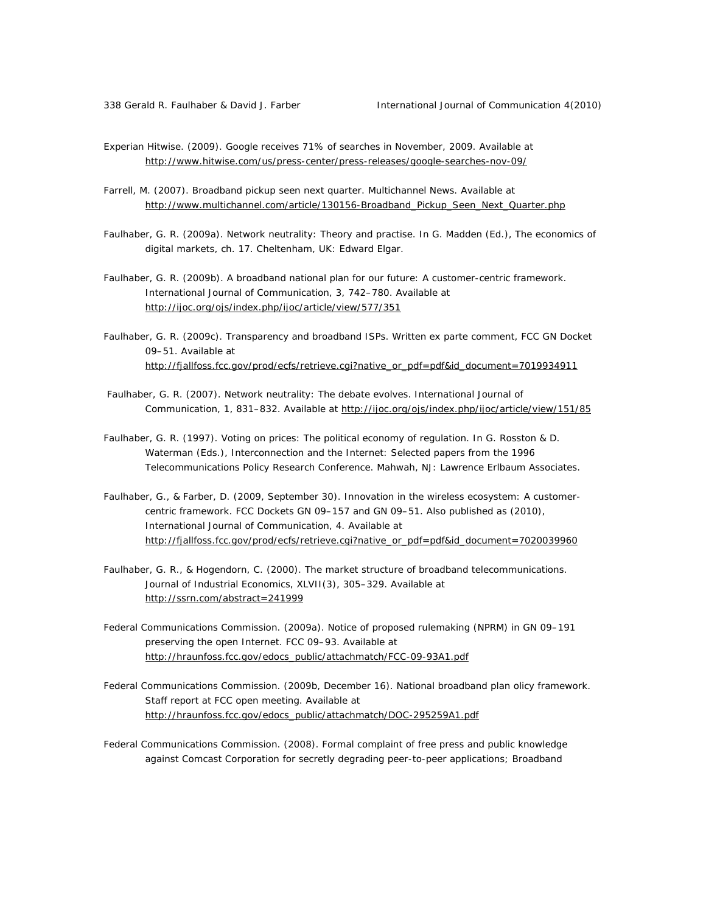Experian Hitwise. (2009). Google receives 71% of searches in November, 2009. Available at http://www.hitwise.com/us/press-center/press-releases/google-searches-nov-09/

Farrell, M. (2007). Broadband pickup seen next quarter. Multichannel News. Available at http://www.multichannel.com/article/130156-Broadband_Pickup_Seen_Next_Quarter.php

Faulhaber, G. R. (2009a). Network neutrality: Theory and practise. In G. Madden (Ed.), The economics of digital markets, ch. 17. Cheltenham, UK: Edward Elgar.

Faulhaber, G. R. (2009b). A broadband national plan for our future: A customer-centric framework. International Journal of Communication, 3, 742–780. Available at http://ijoc.org/ojs/index.php/ijoc/article/view/577/351

Faulhaber, G. R. (2009c). Transparency and broadband ISPs. Written ex parte comment, FCC GN Docket 09–51. Available at http://fjallfoss.fcc.gov/prod/ecfs/retrieve.cgi?native_or_pdf=pdf&id_document=7019934911

Faulhaber, G. R. (2007). Network neutrality: The debate evolves. International Journal of Communication, 1, 831–832. Available at http://ijoc.org/ojs/index.php/ijoc/article/view/151/85

Faulhaber, G. R. (1997). Voting on prices: The political economy of regulation. In G. Rosston & D. Waterman (Eds.), Interconnection and the Internet: Selected papers from the 1996 Telecommunications Policy Research Conference. Mahwah, NJ: Lawrence Erlbaum Associates.

Faulhaber, G., & Farber, D. (2009, September 30). Innovation in the wireless ecosystem: A customer-centric framework. FCC Dockets GN 09–157 and GN 09–51. Also published as (2010), International Journal of Communication, 4. Available at http://fjallfoss.fcc.gov/prod/ecfs/retrieve.cgi?native_or_pdf=pdf&id_document=7020039960

Faulhaber, G. R., & Hogendorn, C. (2000). The market structure of broadband telecommunications. Journal of Industrial Economics, XLVII(3), 305–329. Available at http://ssrn.com/abstract=241999

Federal Communications Commission. (2009a). Notice of proposed rulemaking (NPRM) in GN 09–191 preserving the open Internet. FCC 09–93. Available at http://hraunfoss.fcc.gov/edocs_public/attachmatch/FCC-09-93A1.pdf

Federal Communications Commission. (2009b, December 16). National broadband plan olicy framework. Staff report at FCC open meeting. Available at http://hraunfoss.fcc.gov/edocs_public/attachmatch/DOC-295259A1.pdf

Federal Communications Commission. (2008). Formal complaint of free press and public knowledge against Comcast Corporation for secretly degrading peer-to-peer applications; Broadband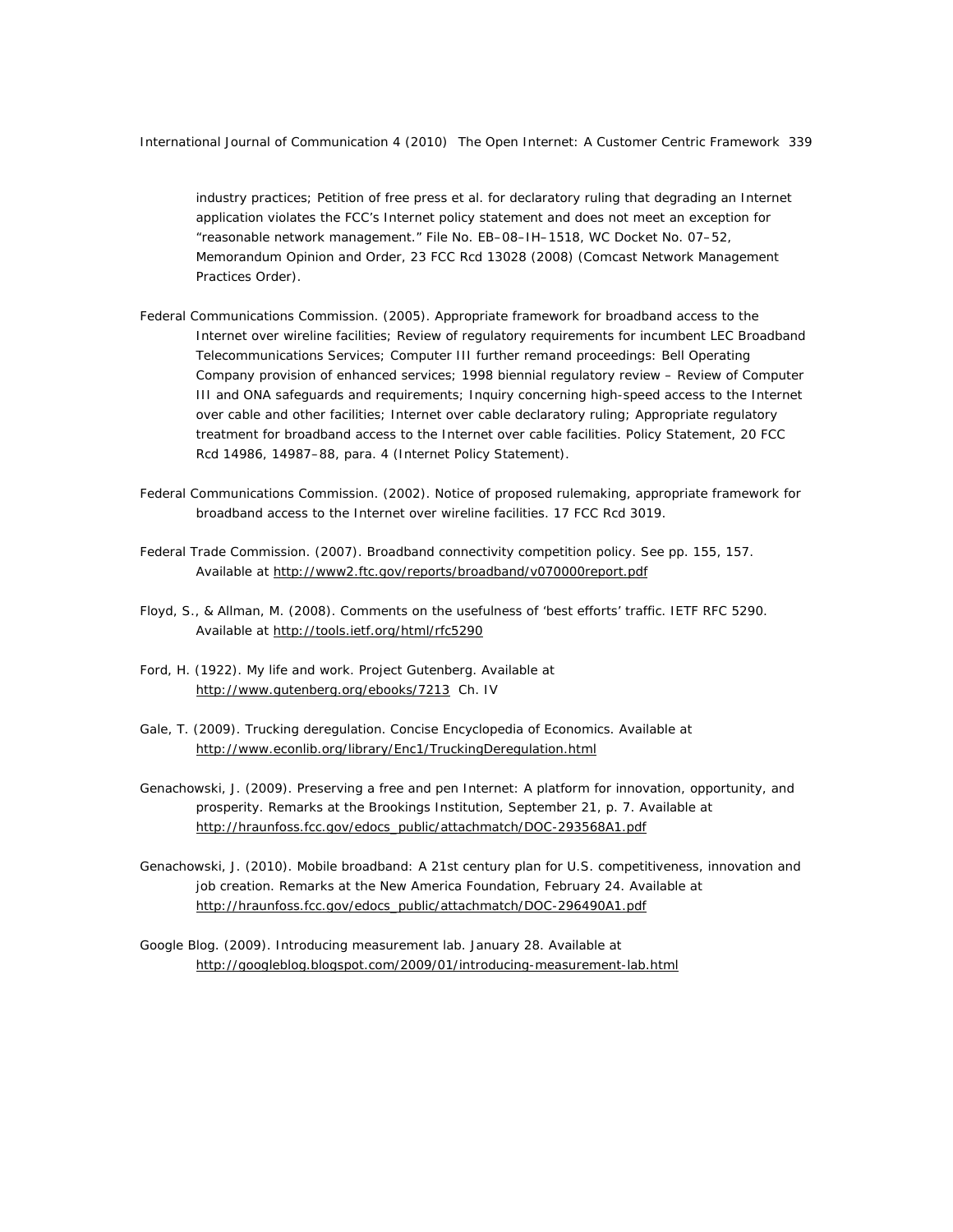industry practices; Petition of free press et al. for declaratory ruling that degrading an Internet application violates the FCC's Internet policy statement and does not meet an exception for "reasonable network management." File No. EB–08–IH–1518, WC Docket No. 07–52, Memorandum Opinion and Order, 23 FCC Rcd 13028 (2008) (Comcast Network Management Practices Order).

Federal Communications Commission. (2005). Appropriate framework for broadband access to the Internet over wireline facilities; Review of regulatory requirements for incumbent LEC Broadband Telecommunications Services; Computer III further remand proceedings: Bell Operating Company provision of enhanced services; 1998 biennial regulatory review – Review of Computer III and ONA safeguards and requirements; Inquiry concerning high-speed access to the Internet over cable and other facilities; Internet over cable declaratory ruling; Appropriate regulatory treatment for broadband access to the Internet over cable facilities. Policy Statement, 20 FCC Rcd 14986, 14987–88, para. 4 (Internet Policy Statement).

Federal Communications Commission. (2002). Notice of proposed rulemaking, appropriate framework for broadband access to the Internet over wireline facilities. 17 FCC Rcd 3019.

Federal Trade Commission. (2007). Broadband connectivity competition policy. See pp. 155, 157. Available at http://www2.ftc.gov/reports/broadband/v070000report.pdf

Floyd, S., & Allman, M. (2008). Comments on the usefulness of 'best efforts' traffic. IETF RFC 5290. Available at http://tools.ietf.org/html/rfc5290

Ford, H. (1922). My life and work. Project Gutenberg. Available at http://www.gutenberg.org/ebooks/7213 Ch. IV

Gale, T. (2009). Trucking deregulation. Concise Encyclopedia of Economics. Available at http://www.econlib.org/library/Enc1/TruckingDeregulation.html

Genachowski, J. (2009). Preserving a free and pen Internet: A platform for innovation, opportunity, and prosperity. Remarks at the Brookings Institution, September 21, p. 7. Available at http://hraunfoss.fcc.gov/edocs_public/attachmatch/DOC-293568A1.pdf

Genachowski, J. (2010). Mobile broadband: A 21st century plan for U.S. competitiveness, innovation and job creation. Remarks at the New America Foundation, February 24. Available at http://hraunfoss.fcc.gov/edocs_public/attachmatch/DOC-296490A1.pdf

Google Blog. (2009). Introducing measurement lab. January 28. Available at http://googleblog.blogspot.com/2009/01/introducing-measurement-lab.html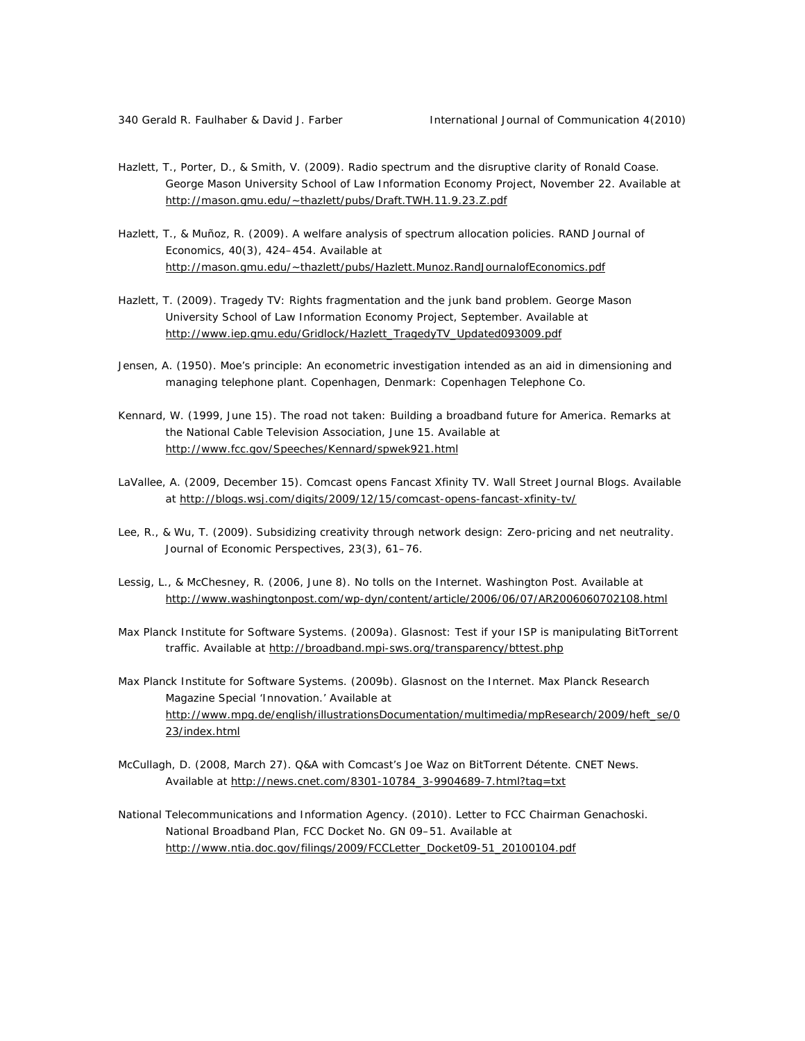Hazlett, T., Porter, D., & Smith, V. (2009). Radio spectrum and the disruptive clarity of Ronald Coase. George Mason University School of Law Information Economy Project, November 22. Available at http://mason.gmu.edu/~thazlett/pubs/Draft.TWH.11.9.23.Z.pdf

Hazlett, T., & Muñoz, R. (2009). A welfare analysis of spectrum allocation policies. RAND Journal of Economics, 40(3), 424–454. Available at http://mason.gmu.edu/~thazlett/pubs/Hazlett.Munoz.RandJournalofEconomics.pdf

Hazlett, T. (2009). Tragedy TV: Rights fragmentation and the junk band problem. George Mason University School of Law Information Economy Project, September. Available at http://www.iep.gmu.edu/Gridlock/Hazlett_TragedyTV_Updated093009.pdf

Jensen, A. (1950). Moe's principle: An econometric investigation intended as an aid in dimensioning and managing telephone plant. Copenhagen, Denmark: Copenhagen Telephone Co.

Kennard, W. (1999, June 15). The road not taken: Building a broadband future for America. Remarks at the National Cable Television Association, June 15. Available at http://www.fcc.gov/Speeches/Kennard/spwek921.html

LaVallee, A. (2009, December 15). Comcast opens Fancast Xfinity TV. Wall Street Journal Blogs. Available at http://blogs.wsj.com/digits/2009/12/15/comcast-opens-fancast-xfinity-tv/

Lee, R., & Wu, T. (2009). Subsidizing creativity through network design: Zero-pricing and net neutrality. Journal of Economic Perspectives, 23(3), 61–76.

Lessig, L., & McChesney, R. (2006, June 8). No tolls on the Internet. Washington Post. Available at http://www.washingtonpost.com/wp-dyn/content/article/2006/06/07/AR2006060702108.html

Max Planck Institute for Software Systems. (2009a). Glasnost: Test if your ISP is manipulating BitTorrent traffic. Available at http://broadband.mpi-sws.org/transparency/bttest.php

Max Planck Institute for Software Systems. (2009b). Glasnost on the Internet. Max Planck Research Magazine Special 'Innovation.' Available at http://www.mpg.de/english/illustrationsDocumentation/multimedia/mpResearch/2009/heft_se/023/index.html

McCullagh, D. (2008, March 27). Q&A with Comcast's Joe Waz on BitTorrent Détente. CNET News. Available at http://news.cnet.com/8301-10784_3-9904689-7.html?tag=txt

National Telecommunications and Information Agency. (2010). Letter to FCC Chairman Genachoski. National Broadband Plan, FCC Docket No. GN 09–51. Available at http://www.ntia.doc.gov/filings/2009/FCCLetter_Docket09-51_20100104.pdf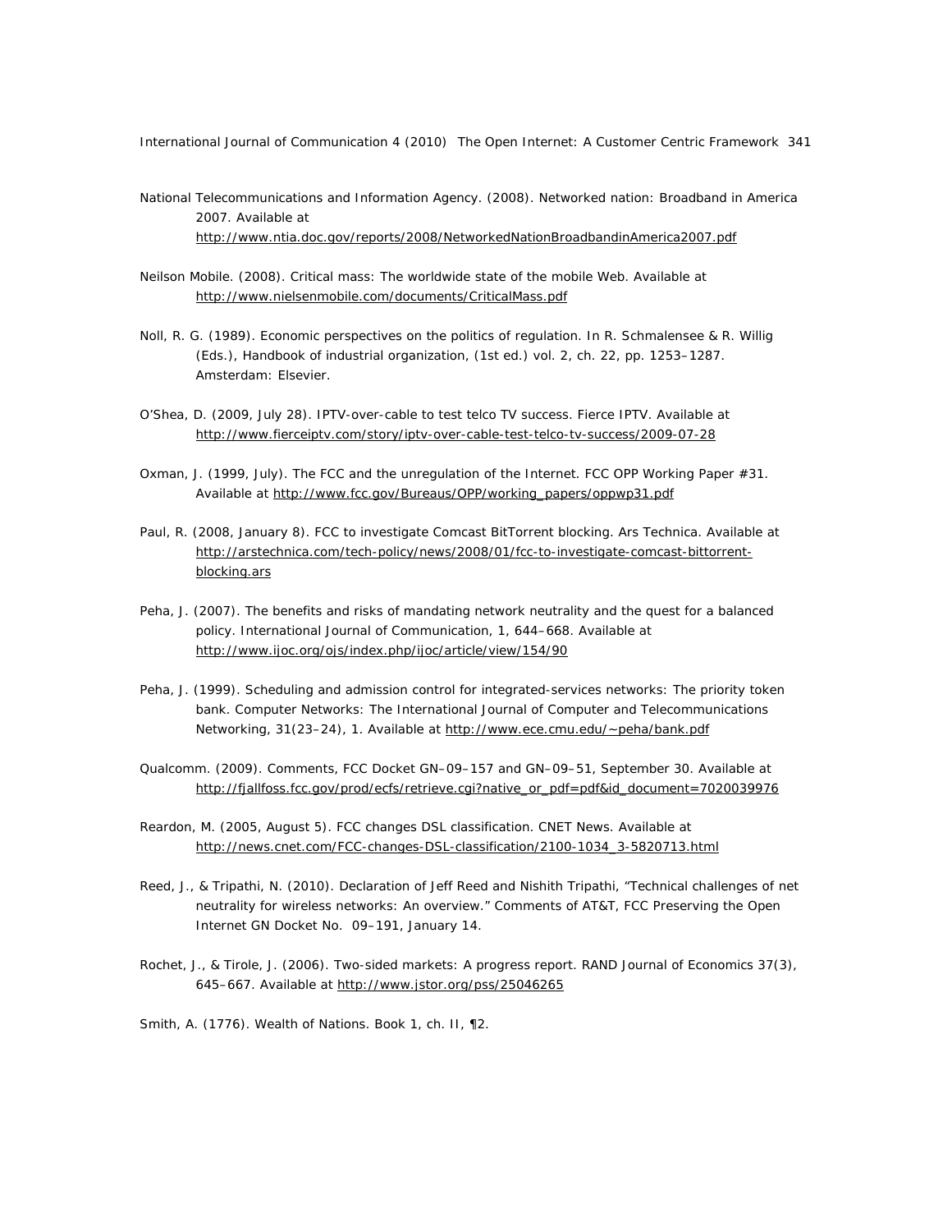National Telecommunications and Information Agency. (2008). Networked nation: Broadband in America 2007. Available at http://www.ntia.doc.gov/reports/2008/NetworkedNationBroadbandinAmerica2007.pdf

Neilson Mobile. (2008). Critical mass: The worldwide state of the mobile Web. Available at http://www.nielsenmobile.com/documents/CriticalMass.pdf

Noll, R. G. (1989). Economic perspectives on the politics of regulation. In R. Schmalensee & R. Willig (Eds.), Handbook of industrial organization, (1st ed.) vol. 2, ch. 22, pp. 1253–1287. Amsterdam: Elsevier.

O'Shea, D. (2009, July 28). IPTV-over-cable to test telco TV success. Fierce IPTV. Available at http://www.fierceiptv.com/story/iptv-over-cable-test-telco-tv-success/2009-07-28

Oxman, J. (1999, July). The FCC and the unregulation of the Internet. FCC OPP Working Paper #31. Available at http://www.fcc.gov/Bureaus/OPP/working_papers/oppwp31.pdf

Paul, R. (2008, January 8). FCC to investigate Comcast BitTorrent blocking. Ars Technica. Available at http://arstechnica.com/tech-policy/news/2008/01/fcc-to-investigate-comcast-bittorrent-blocking.ars

Peha, J. (2007). The benefits and risks of mandating network neutrality and the quest for a balanced policy. International Journal of Communication, 1, 644–668. Available at http://www.ijoc.org/ojs/index.php/ijoc/article/view/154/90

Peha, J. (1999). Scheduling and admission control for integrated-services networks: The priority token bank. Computer Networks: The International Journal of Computer and Telecommunications Networking, 31(23–24), 1. Available at http://www.ece.cmu.edu/~peha/bank.pdf

Qualcomm. (2009). Comments, FCC Docket GN–09–157 and GN–09–51, September 30. Available at http://fjallfoss.fcc.gov/prod/ecfs/retrieve.cgi?native_or_pdf=pdf&id_document=7020039976

Reardon, M. (2005, August 5). FCC changes DSL classification. CNET News. Available at http://news.cnet.com/FCC-changes-DSL-classification/2100-1034_3-5820713.html

Reed, J., & Tripathi, N. (2010). Declaration of Jeff Reed and Nishith Tripathi, "Technical challenges of net neutrality for wireless networks: An overview." Comments of AT&T, FCC Preserving the Open Internet GN Docket No. 09–191, January 14.

Rochet, J., & Tirole, J. (2006). Two-sided markets: A progress report. RAND Journal of Economics 37(3), 645–667. Available at http://www.jstor.org/pss/25046265

Smith, A. (1776). Wealth of Nations. Book 1, ch. II, ¶2.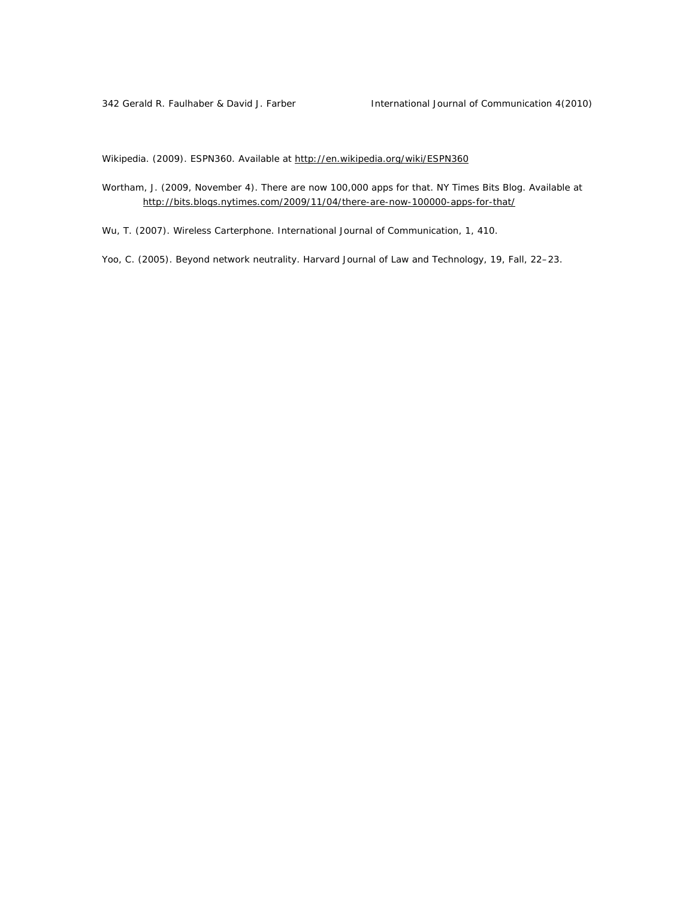Wikipedia. (2009). ESPN360. Available at http://en.wikipedia.org/wiki/ESPN360

Wortham, J. (2009, November 4). There are now 100,000 apps for that. NY Times Bits Blog. Available at http://bits.blogs.nytimes.com/2009/11/04/there-are-now-100000-apps-for-that/

Wu, T. (2007). Wireless Carterphone. International Journal of Communication, 1, 410.

Yoo, C. (2005). Beyond network neutrality. Harvard Journal of Law and Technology, 19, Fall, 22–23.